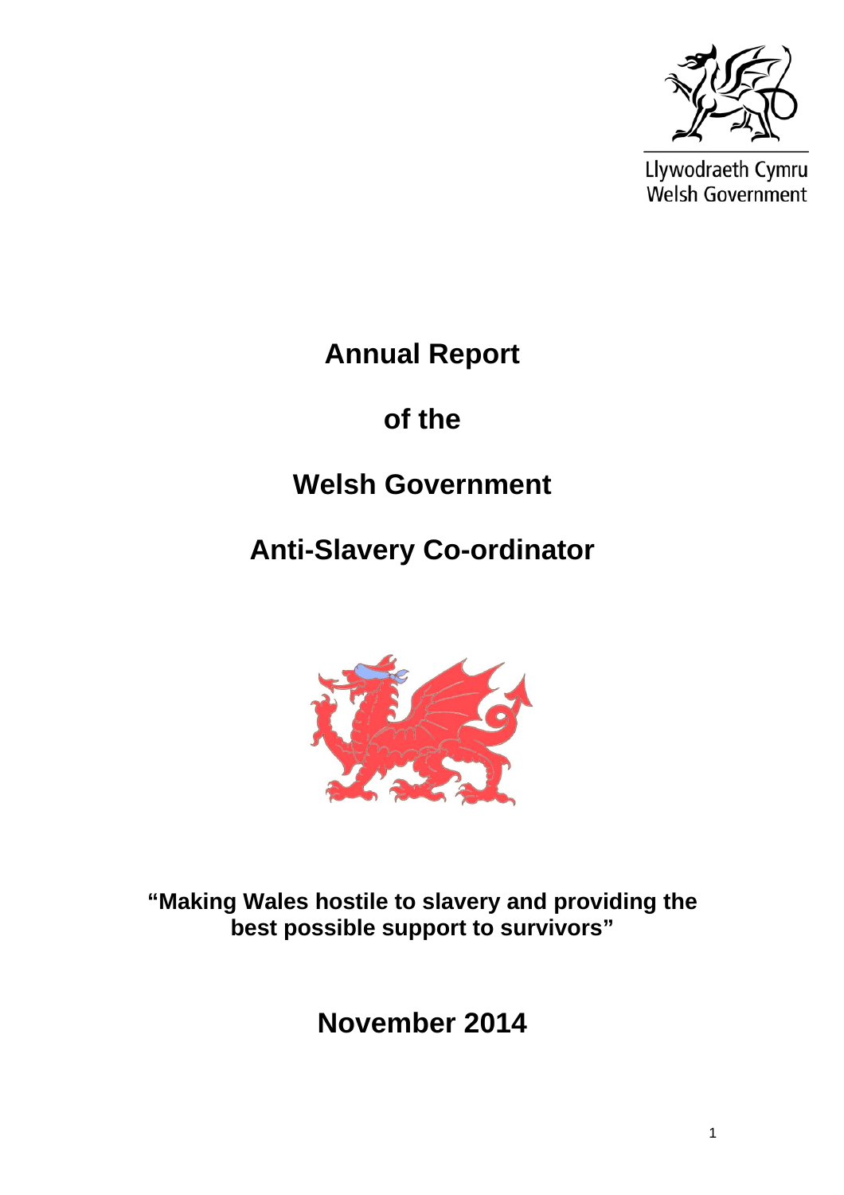Llywodraeth Cymru
Welsh Government

# Annual Report

# of the

# Welsh Government

# Anti-Slavery Co-ordinator

**"Making Wales hostile to slavery and providing the best possible support to survivors"**

## November 2014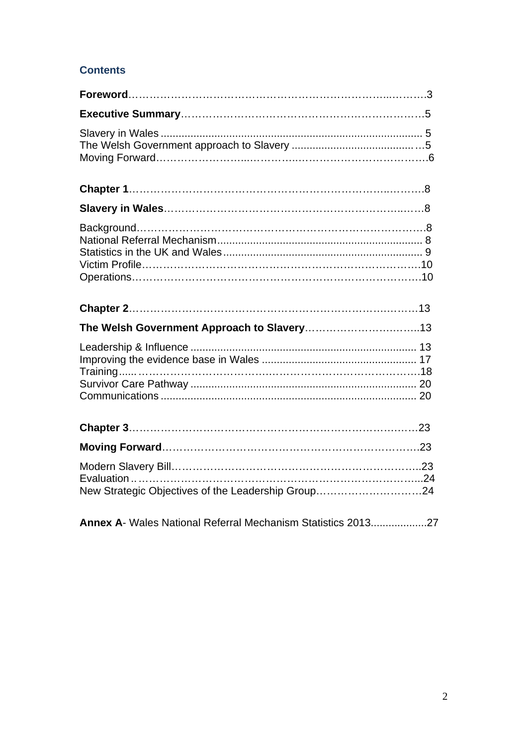## Contents

**Foreword**……………………………………………………………………...……….3

**Executive Summary**……………………………………………………………….5

Slavery in Wales ...................................................................................... 5
The Welsh Government approach to Slavery ......................................…5
Moving Forward……………………...………….…..…………………………….6

**Chapter 1**……………………………………………………………………..……….8

**Slavery in Wales**…………………………………………………………..…….8

Background…………………………………………………………………………8
National Referral Mechanism..................................................................... 8
Statistics in the UK and Wales................................................................... 9
Victim Profile……………………………………………………………………….10
Operations………………………………………………………………………….10

**Chapter 2**……………………………………………………………………..………13

**The Welsh Government Approach to Slavery**…………………………..…..13

Leadership & Influence ........................................................................... 13
Improving the evidence base in Wales .................................................... 17
Training......………………………………………………………………………..18
Survivor Care Pathway ........................................................................... 20
Communications ..................................................................................... 20

**Chapter 3**……………………………………………………………………..………23

**Moving Forward**…………………………………………………….…….……….23

Modern Slavery Bill………………………………………………………………..23
Evaluation ..………………………………………………………………………...24
New Strategic Objectives of the Leadership Group…………………………24

**Annex A**- Wales National Referral Mechanism Statistics 2013..................27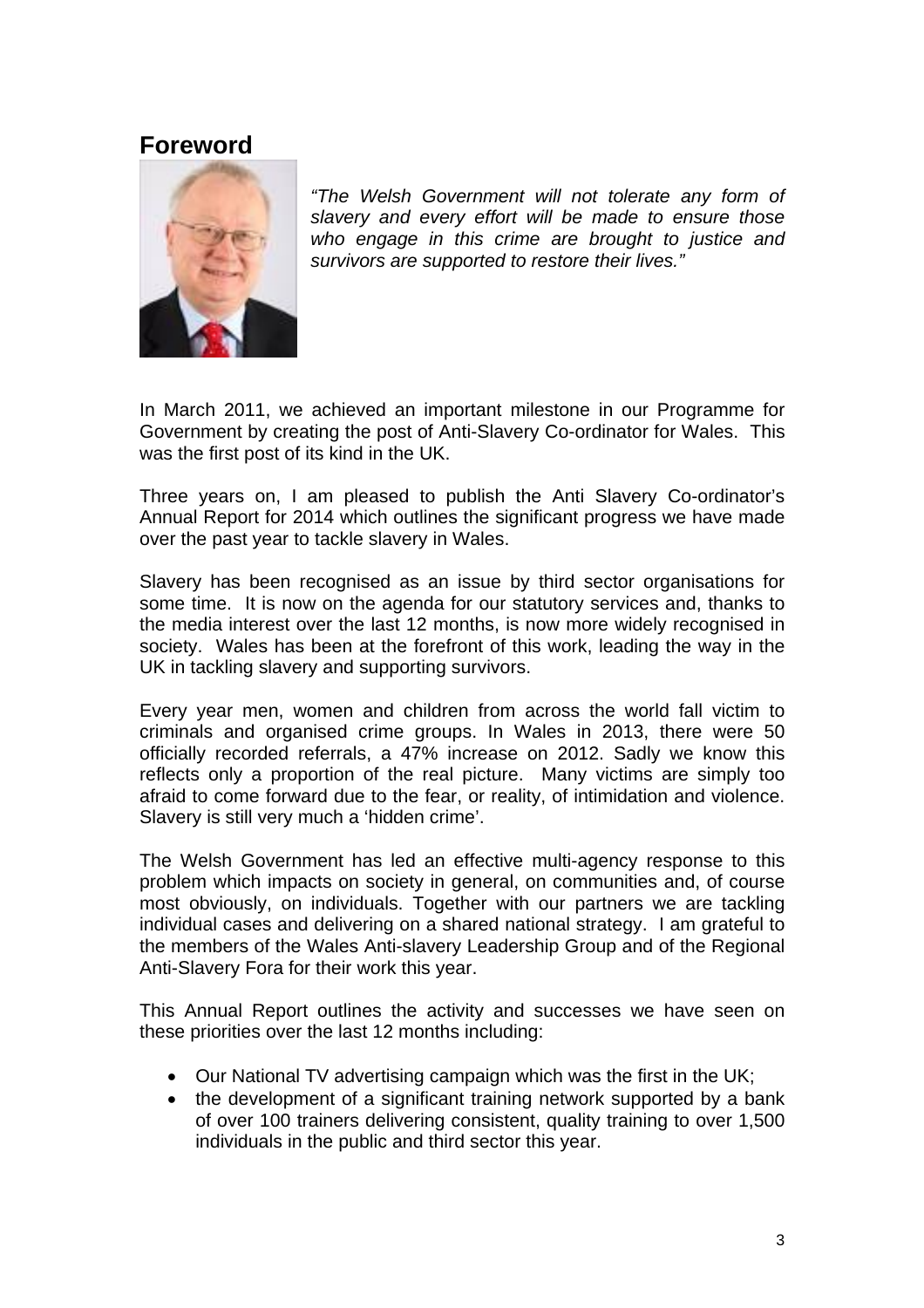# Foreword

*"The Welsh Government will not tolerate any form of slavery and every effort will be made to ensure those who engage in this crime are brought to justice and survivors are supported to restore their lives."*

In March 2011, we achieved an important milestone in our Programme for Government by creating the post of Anti-Slavery Co-ordinator for Wales. This was the first post of its kind in the UK.

Three years on, I am pleased to publish the Anti Slavery Co-ordinator's Annual Report for 2014 which outlines the significant progress we have made over the past year to tackle slavery in Wales.

Slavery has been recognised as an issue by third sector organisations for some time. It is now on the agenda for our statutory services and, thanks to the media interest over the last 12 months, is now more widely recognised in society. Wales has been at the forefront of this work, leading the way in the UK in tackling slavery and supporting survivors.

Every year men, women and children from across the world fall victim to criminals and organised crime groups. In Wales in 2013, there were 50 officially recorded referrals, a 47% increase on 2012. Sadly we know this reflects only a proportion of the real picture. Many victims are simply too afraid to come forward due to the fear, or reality, of intimidation and violence. Slavery is still very much a 'hidden crime'.

The Welsh Government has led an effective multi-agency response to this problem which impacts on society in general, on communities and, of course most obviously, on individuals. Together with our partners we are tackling individual cases and delivering on a shared national strategy. I am grateful to the members of the Wales Anti-slavery Leadership Group and of the Regional Anti-Slavery Fora for their work this year.

This Annual Report outlines the activity and successes we have seen on these priorities over the last 12 months including:

- Our National TV advertising campaign which was the first in the UK;
- the development of a significant training network supported by a bank of over 100 trainers delivering consistent, quality training to over 1,500 individuals in the public and third sector this year.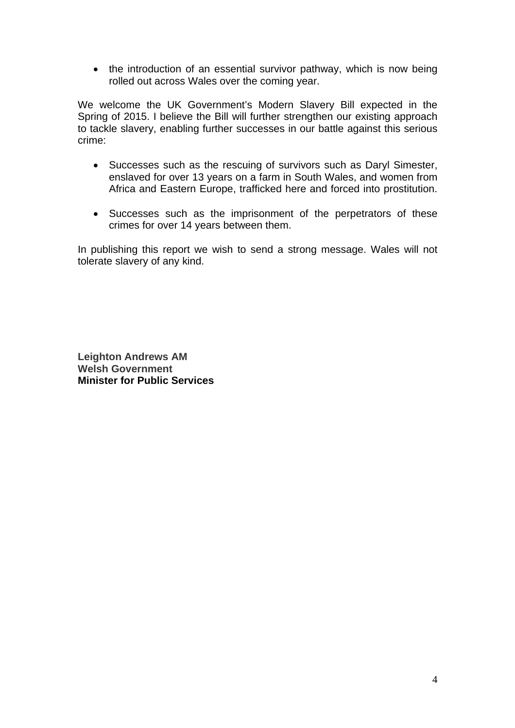- the introduction of an essential survivor pathway, which is now being rolled out across Wales over the coming year.

We welcome the UK Government's Modern Slavery Bill expected in the Spring of 2015. I believe the Bill will further strengthen our existing approach to tackle slavery, enabling further successes in our battle against this serious crime:

- Successes such as the rescuing of survivors such as Daryl Simester, enslaved for over 13 years on a farm in South Wales, and women from Africa and Eastern Europe, trafficked here and forced into prostitution.

- Successes such as the imprisonment of the perpetrators of these crimes for over 14 years between them.

In publishing this report we wish to send a strong message. Wales will not tolerate slavery of any kind.

**Leighton Andrews AM**
**Welsh Government**
**Minister for Public Services**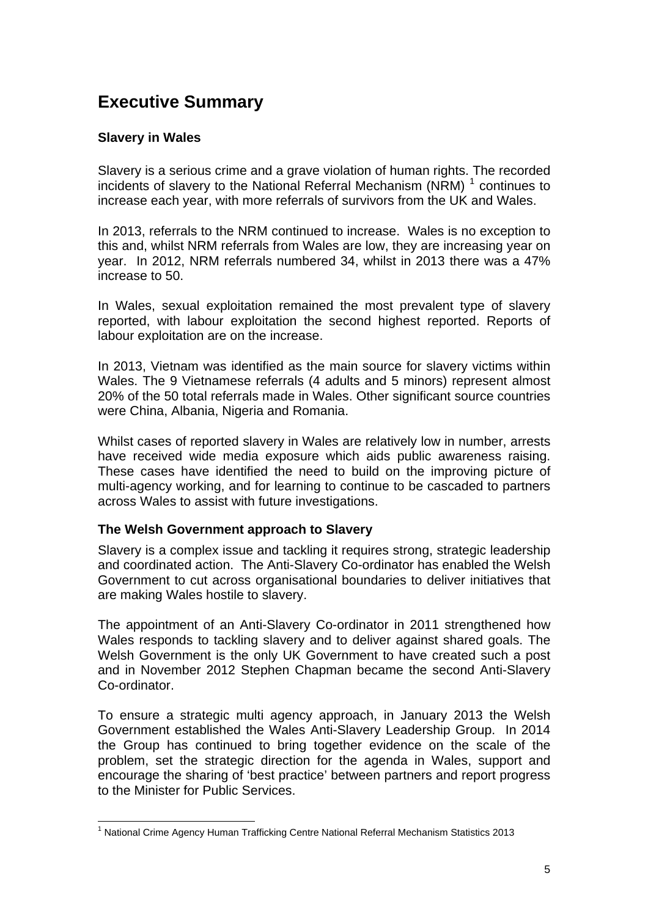# Executive Summary

### Slavery in Wales

Slavery is a serious crime and a grave violation of human rights. The recorded incidents of slavery to the National Referral Mechanism (NRM) [1] continues to increase each year, with more referrals of survivors from the UK and Wales.

In 2013, referrals to the NRM continued to increase. Wales is no exception to this and, whilst NRM referrals from Wales are low, they are increasing year on year. In 2012, NRM referrals numbered 34, whilst in 2013 there was a 47% increase to 50.

In Wales, sexual exploitation remained the most prevalent type of slavery reported, with labour exploitation the second highest reported. Reports of labour exploitation are on the increase.

In 2013, Vietnam was identified as the main source for slavery victims within Wales. The 9 Vietnamese referrals (4 adults and 5 minors) represent almost 20% of the 50 total referrals made in Wales. Other significant source countries were China, Albania, Nigeria and Romania.

Whilst cases of reported slavery in Wales are relatively low in number, arrests have received wide media exposure which aids public awareness raising. These cases have identified the need to build on the improving picture of multi-agency working, and for learning to continue to be cascaded to partners across Wales to assist with future investigations.

### The Welsh Government approach to Slavery

Slavery is a complex issue and tackling it requires strong, strategic leadership and coordinated action. The Anti-Slavery Co-ordinator has enabled the Welsh Government to cut across organisational boundaries to deliver initiatives that are making Wales hostile to slavery.

The appointment of an Anti-Slavery Co-ordinator in 2011 strengthened how Wales responds to tackling slavery and to deliver against shared goals. The Welsh Government is the only UK Government to have created such a post and in November 2012 Stephen Chapman became the second Anti-Slavery Co-ordinator.

To ensure a strategic multi agency approach, in January 2013 the Welsh Government established the Wales Anti-Slavery Leadership Group. In 2014 the Group has continued to bring together evidence on the scale of the problem, set the strategic direction for the agenda in Wales, support and encourage the sharing of 'best practice' between partners and report progress to the Minister for Public Services.

---

[1] National Crime Agency Human Trafficking Centre National Referral Mechanism Statistics 2013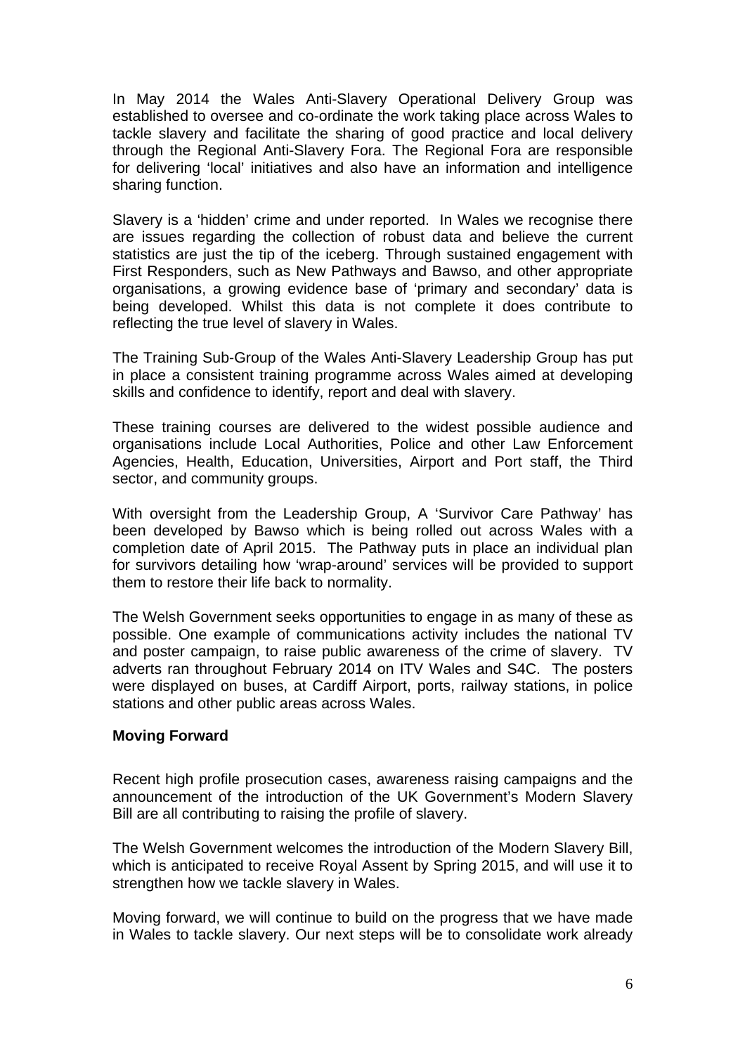In May 2014 the Wales Anti-Slavery Operational Delivery Group was established to oversee and co-ordinate the work taking place across Wales to tackle slavery and facilitate the sharing of good practice and local delivery through the Regional Anti-Slavery Fora. The Regional Fora are responsible for delivering 'local' initiatives and also have an information and intelligence sharing function.

Slavery is a 'hidden' crime and under reported. In Wales we recognise there are issues regarding the collection of robust data and believe the current statistics are just the tip of the iceberg. Through sustained engagement with First Responders, such as New Pathways and Bawso, and other appropriate organisations, a growing evidence base of 'primary and secondary' data is being developed. Whilst this data is not complete it does contribute to reflecting the true level of slavery in Wales.

The Training Sub-Group of the Wales Anti-Slavery Leadership Group has put in place a consistent training programme across Wales aimed at developing skills and confidence to identify, report and deal with slavery.

These training courses are delivered to the widest possible audience and organisations include Local Authorities, Police and other Law Enforcement Agencies, Health, Education, Universities, Airport and Port staff, the Third sector, and community groups.

With oversight from the Leadership Group, A 'Survivor Care Pathway' has been developed by Bawso which is being rolled out across Wales with a completion date of April 2015. The Pathway puts in place an individual plan for survivors detailing how 'wrap-around' services will be provided to support them to restore their life back to normality.

The Welsh Government seeks opportunities to engage in as many of these as possible. One example of communications activity includes the national TV and poster campaign, to raise public awareness of the crime of slavery. TV adverts ran throughout February 2014 on ITV Wales and S4C. The posters were displayed on buses, at Cardiff Airport, ports, railway stations, in police stations and other public areas across Wales.

**Moving Forward**

Recent high profile prosecution cases, awareness raising campaigns and the announcement of the introduction of the UK Government's Modern Slavery Bill are all contributing to raising the profile of slavery.

The Welsh Government welcomes the introduction of the Modern Slavery Bill, which is anticipated to receive Royal Assent by Spring 2015, and will use it to strengthen how we tackle slavery in Wales.

Moving forward, we will continue to build on the progress that we have made in Wales to tackle slavery. Our next steps will be to consolidate work already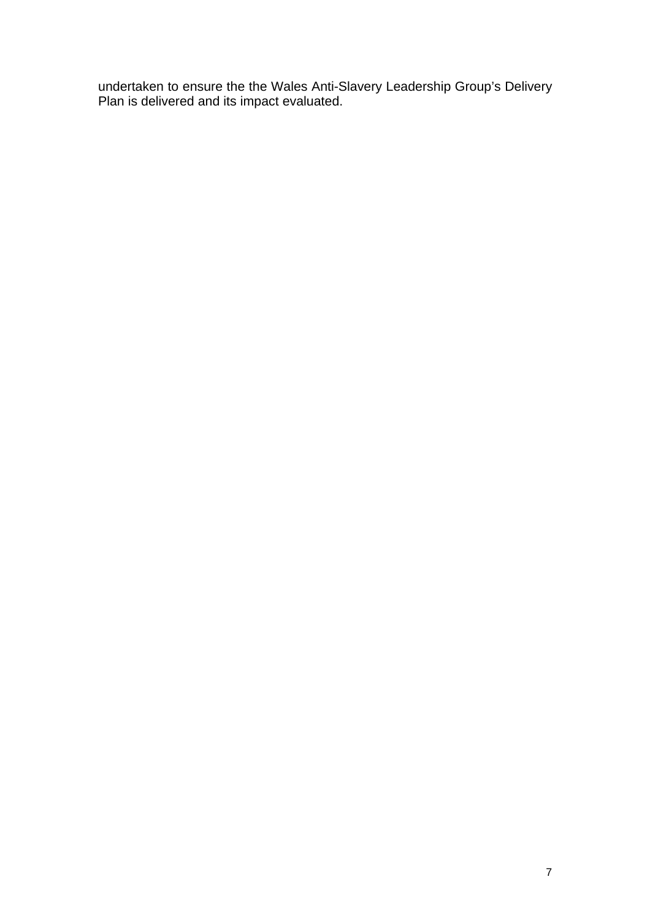undertaken to ensure the the Wales Anti-Slavery Leadership Group's Delivery Plan is delivered and its impact evaluated.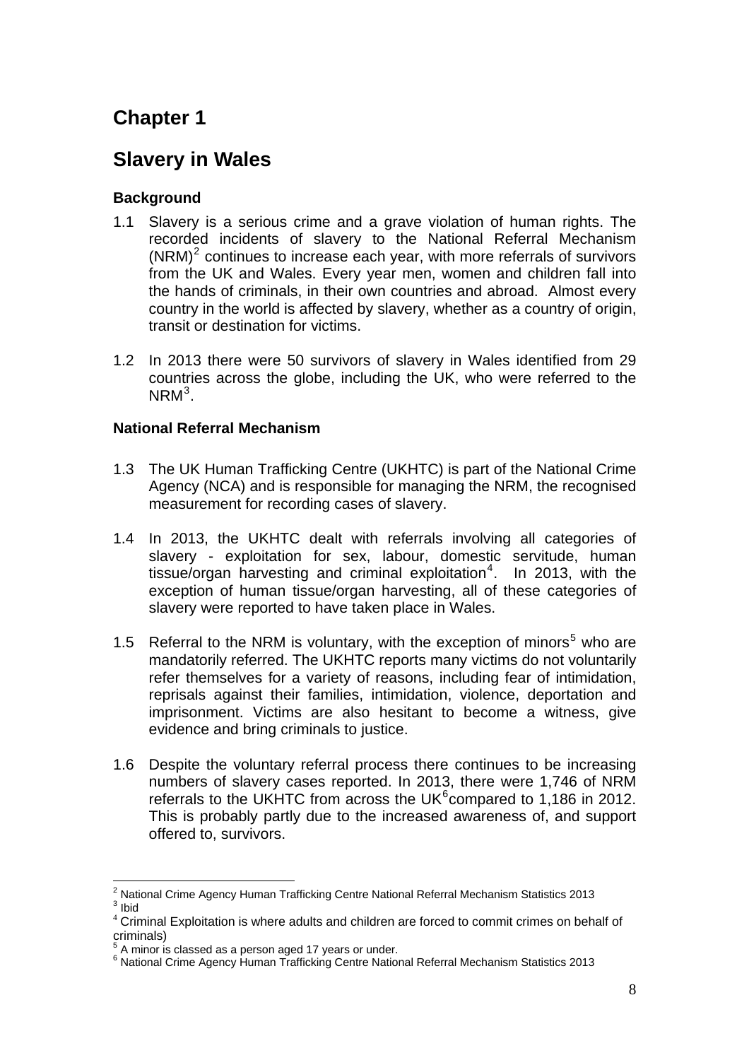# Chapter 1

# Slavery in Wales

### Background

1.1 Slavery is a serious crime and a grave violation of human rights. The recorded incidents of slavery to the National Referral Mechanism (NRM)[2] continues to increase each year, with more referrals of survivors from the UK and Wales. Every year men, women and children fall into the hands of criminals, in their own countries and abroad. Almost every country in the world is affected by slavery, whether as a country of origin, transit or destination for victims.

1.2 In 2013 there were 50 survivors of slavery in Wales identified from 29 countries across the globe, including the UK, who were referred to the NRM[3].

### National Referral Mechanism

1.3 The UK Human Trafficking Centre (UKHTC) is part of the National Crime Agency (NCA) and is responsible for managing the NRM, the recognised measurement for recording cases of slavery.

1.4 In 2013, the UKHTC dealt with referrals involving all categories of slavery - exploitation for sex, labour, domestic servitude, human tissue/organ harvesting and criminal exploitation[4]. In 2013, with the exception of human tissue/organ harvesting, all of these categories of slavery were reported to have taken place in Wales.

1.5 Referral to the NRM is voluntary, with the exception of minors[5] who are mandatorily referred. The UKHTC reports many victims do not voluntarily refer themselves for a variety of reasons, including fear of intimidation, reprisals against their families, intimidation, violence, deportation and imprisonment. Victims are also hesitant to become a witness, give evidence and bring criminals to justice.

1.6 Despite the voluntary referral process there continues to be increasing numbers of slavery cases reported. In 2013, there were 1,746 of NRM referrals to the UKHTC from across the UK[6]compared to 1,186 in 2012. This is probably partly due to the increased awareness of, and support offered to, survivors.

---

[2] National Crime Agency Human Trafficking Centre National Referral Mechanism Statistics 2013
[3] Ibid
[4] Criminal Exploitation is where adults and children are forced to commit crimes on behalf of criminals)
[5] A minor is classed as a person aged 17 years or under.
[6] National Crime Agency Human Trafficking Centre National Referral Mechanism Statistics 2013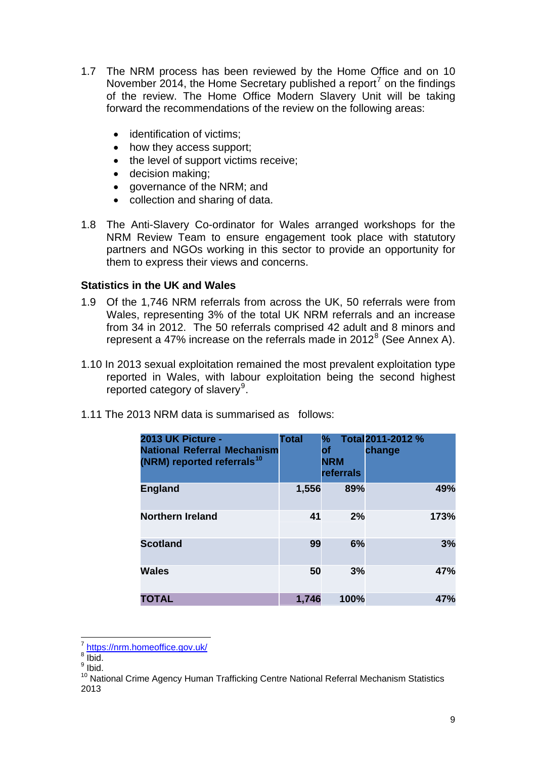1.7 The NRM process has been reviewed by the Home Office and on 10 November 2014, the Home Secretary published a report[7] on the findings of the review. The Home Office Modern Slavery Unit will be taking forward the recommendations of the review on the following areas:

- identification of victims;
- how they access support;
- the level of support victims receive;
- decision making;
- governance of the NRM; and
- collection and sharing of data.

1.8 The Anti-Slavery Co-ordinator for Wales arranged workshops for the NRM Review Team to ensure engagement took place with statutory partners and NGOs working in this sector to provide an opportunity for them to express their views and concerns.

### Statistics in the UK and Wales

1.9 Of the 1,746 NRM referrals from across the UK, 50 referrals were from Wales, representing 3% of the total UK NRM referrals and an increase from 34 in 2012. The 50 referrals comprised 42 adult and 8 minors and represent a 47% increase on the referrals made in 2012[8] (See Annex A).

1.10 In 2013 sexual exploitation remained the most prevalent exploitation type reported in Wales, with labour exploitation being the second highest reported category of slavery[9].

1.11 The 2013 NRM data is summarised as follows:

| 2013 UK Picture - National Referral Mechanism (NRM) reported referrals[10] | Total | % of Total NRM referrals | 2011-2012 % change |
|---|---|---|---|
| **England** | **1,556** | **89%** | **49%** |
| **Northern Ireland** | **41** | **2%** | **173%** |
| **Scotland** | **99** | **6%** | **3%** |
| **Wales** | **50** | **3%** | **47%** |
| **TOTAL** | **1,746** | **100%** | **47%** |

[7] https://nrm.homeoffice.gov.uk/
[8] Ibid.
[9] Ibid.
[10] National Crime Agency Human Trafficking Centre National Referral Mechanism Statistics 2013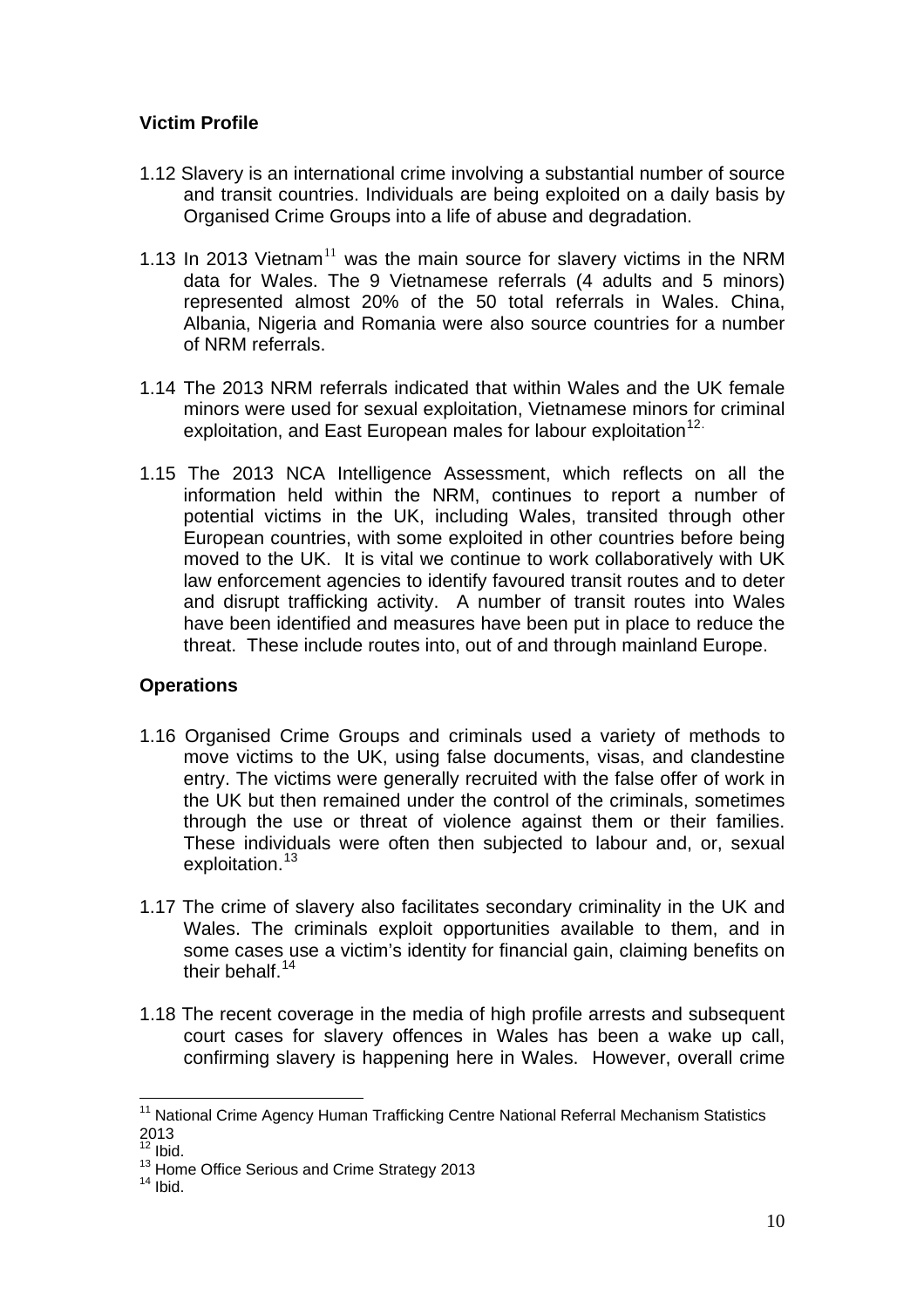**Victim Profile**

1.12 Slavery is an international crime involving a substantial number of source and transit countries. Individuals are being exploited on a daily basis by Organised Crime Groups into a life of abuse and degradation.

1.13 In 2013 Vietnam[11] was the main source for slavery victims in the NRM data for Wales. The 9 Vietnamese referrals (4 adults and 5 minors) represented almost 20% of the 50 total referrals in Wales. China, Albania, Nigeria and Romania were also source countries for a number of NRM referrals.

1.14 The 2013 NRM referrals indicated that within Wales and the UK female minors were used for sexual exploitation, Vietnamese minors for criminal exploitation, and East European males for labour exploitation[12].

1.15 The 2013 NCA Intelligence Assessment, which reflects on all the information held within the NRM, continues to report a number of potential victims in the UK, including Wales, transited through other European countries, with some exploited in other countries before being moved to the UK. It is vital we continue to work collaboratively with UK law enforcement agencies to identify favoured transit routes and to deter and disrupt trafficking activity. A number of transit routes into Wales have been identified and measures have been put in place to reduce the threat. These include routes into, out of and through mainland Europe.

**Operations**

1.16 Organised Crime Groups and criminals used a variety of methods to move victims to the UK, using false documents, visas, and clandestine entry. The victims were generally recruited with the false offer of work in the UK but then remained under the control of the criminals, sometimes through the use or threat of violence against them or their families. These individuals were often then subjected to labour and, or, sexual exploitation.[13]

1.17 The crime of slavery also facilitates secondary criminality in the UK and Wales. The criminals exploit opportunities available to them, and in some cases use a victim's identity for financial gain, claiming benefits on their behalf.[14]

1.18 The recent coverage in the media of high profile arrests and subsequent court cases for slavery offences in Wales has been a wake up call, confirming slavery is happening here in Wales. However, overall crime

---

[11] National Crime Agency Human Trafficking Centre National Referral Mechanism Statistics 2013

[12] Ibid.

[13] Home Office Serious and Crime Strategy 2013

[14] Ibid.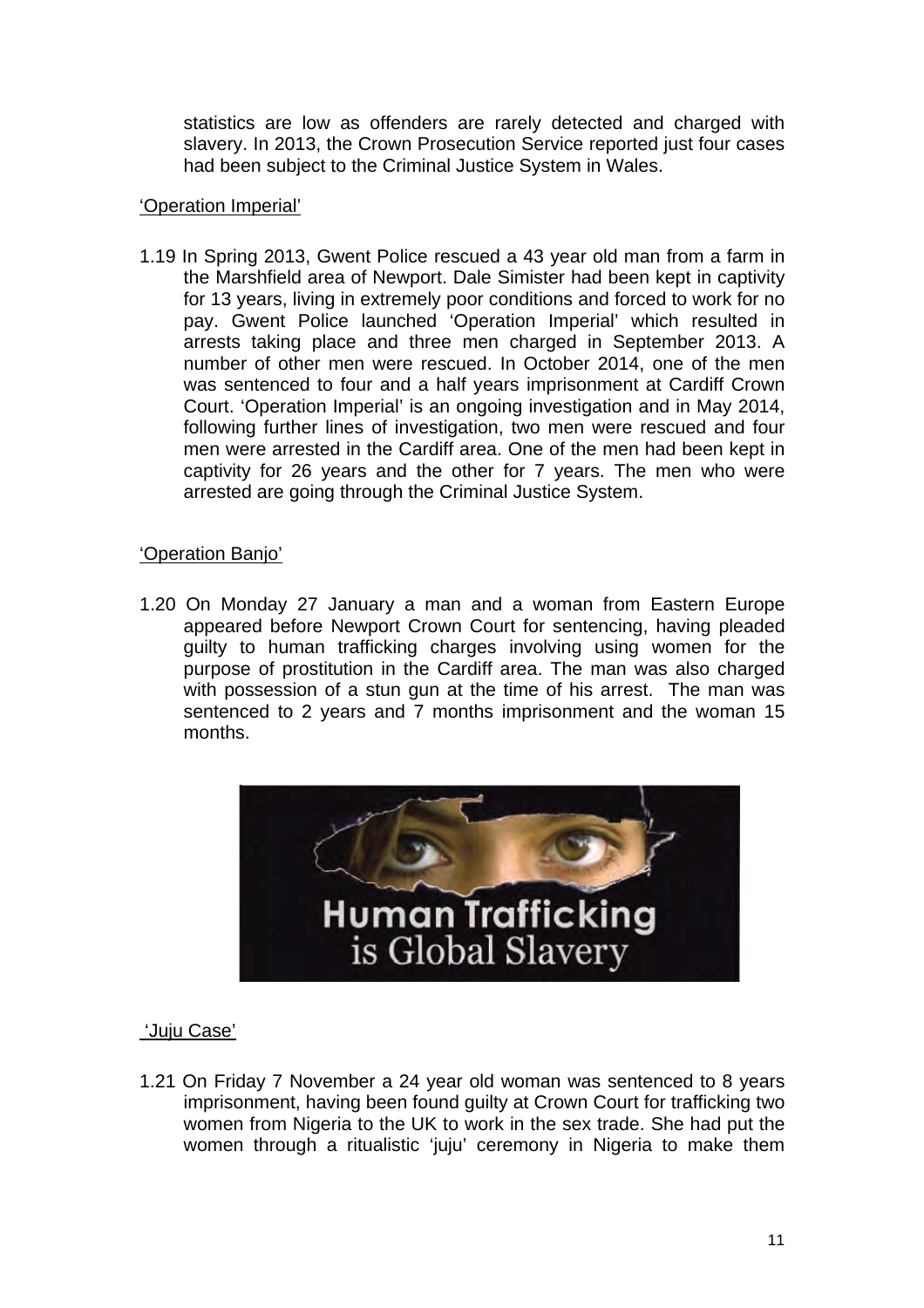statistics are low as offenders are rarely detected and charged with slavery. In 2013, the Crown Prosecution Service reported just four cases had been subject to the Criminal Justice System in Wales.

'Operation Imperial'

1.19 In Spring 2013, Gwent Police rescued a 43 year old man from a farm in the Marshfield area of Newport. Dale Simister had been kept in captivity for 13 years, living in extremely poor conditions and forced to work for no pay. Gwent Police launched 'Operation Imperial' which resulted in arrests taking place and three men charged in September 2013. A number of other men were rescued. In October 2014, one of the men was sentenced to four and a half years imprisonment at Cardiff Crown Court. 'Operation Imperial' is an ongoing investigation and in May 2014, following further lines of investigation, two men were rescued and four men were arrested in the Cardiff area. One of the men had been kept in captivity for 26 years and the other for 7 years. The men who were arrested are going through the Criminal Justice System.

'Operation Banjo'

1.20 On Monday 27 January a man and a woman from Eastern Europe appeared before Newport Crown Court for sentencing, having pleaded guilty to human trafficking charges involving using women for the purpose of prostitution in the Cardiff area. The man was also charged with possession of a stun gun at the time of his arrest. The man was sentenced to 2 years and 7 months imprisonment and the woman 15 months.

'Juju Case'

1.21 On Friday 7 November a 24 year old woman was sentenced to 8 years imprisonment, having been found guilty at Crown Court for trafficking two women from Nigeria to the UK to work in the sex trade. She had put the women through a ritualistic 'juju' ceremony in Nigeria to make them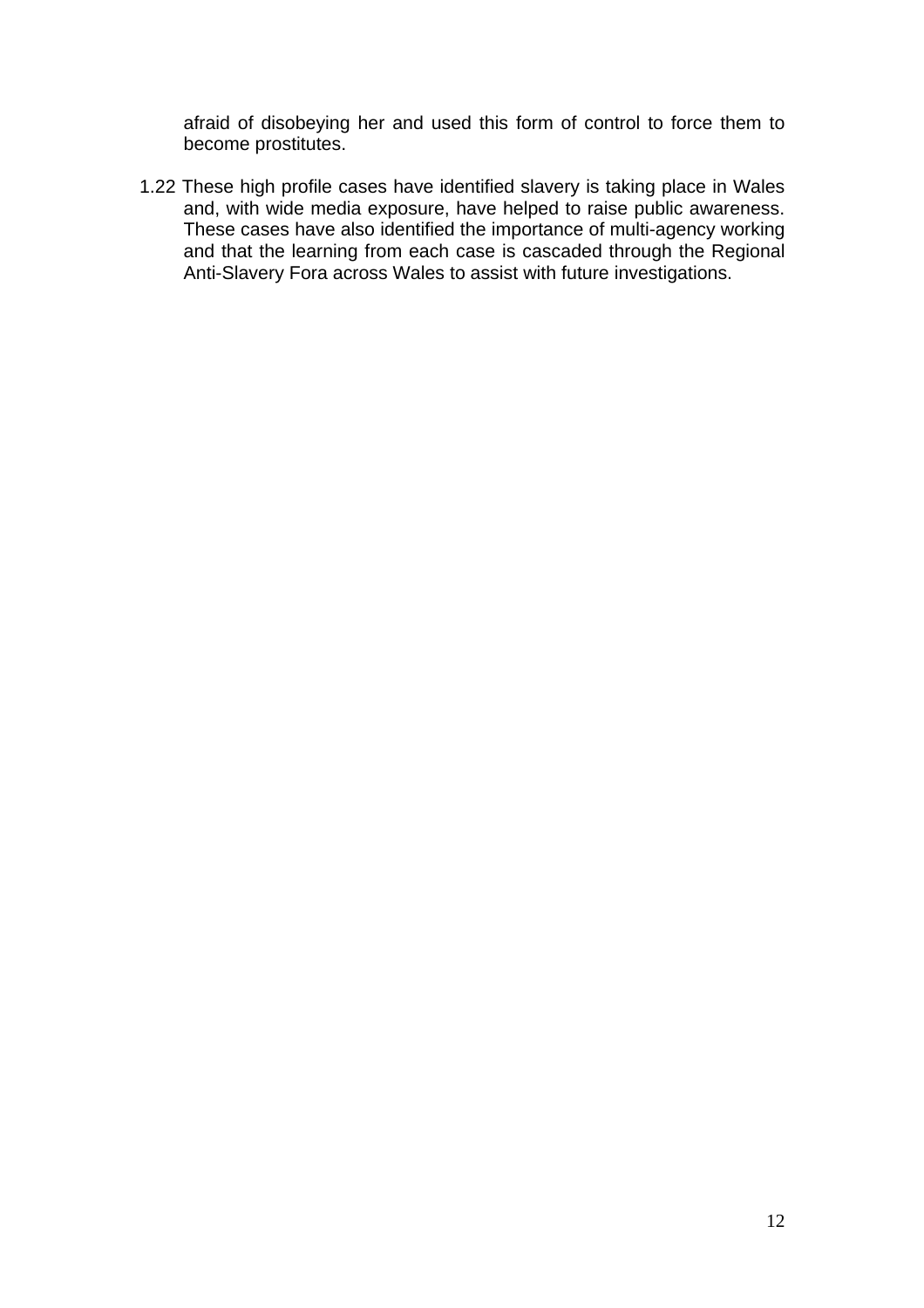afraid of disobeying her and used this form of control to force them to become prostitutes.

1.22 These high profile cases have identified slavery is taking place in Wales and, with wide media exposure, have helped to raise public awareness. These cases have also identified the importance of multi-agency working and that the learning from each case is cascaded through the Regional Anti-Slavery Fora across Wales to assist with future investigations.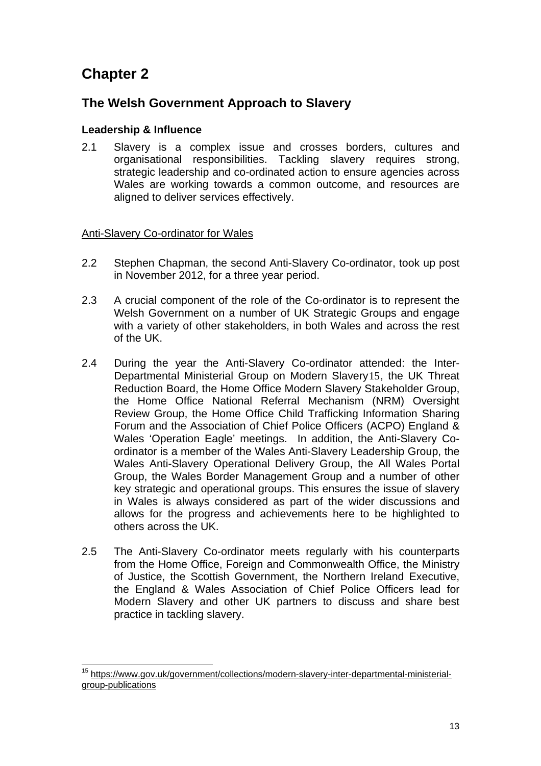# Chapter 2

## The Welsh Government Approach to Slavery

### Leadership & Influence

2.1 Slavery is a complex issue and crosses borders, cultures and organisational responsibilities. Tackling slavery requires strong, strategic leadership and co-ordinated action to ensure agencies across Wales are working towards a common outcome, and resources are aligned to deliver services effectively.

Anti-Slavery Co-ordinator for Wales

2.2 Stephen Chapman, the second Anti-Slavery Co-ordinator, took up post in November 2012, for a three year period.

2.3 A crucial component of the role of the Co-ordinator is to represent the Welsh Government on a number of UK Strategic Groups and engage with a variety of other stakeholders, in both Wales and across the rest of the UK.

2.4 During the year the Anti-Slavery Co-ordinator attended: the Inter-Departmental Ministerial Group on Modern Slavery[15], the UK Threat Reduction Board, the Home Office Modern Slavery Stakeholder Group, the Home Office National Referral Mechanism (NRM) Oversight Review Group, the Home Office Child Trafficking Information Sharing Forum and the Association of Chief Police Officers (ACPO) England & Wales 'Operation Eagle' meetings. In addition, the Anti-Slavery Co-ordinator is a member of the Wales Anti-Slavery Leadership Group, the Wales Anti-Slavery Operational Delivery Group, the All Wales Portal Group, the Wales Border Management Group and a number of other key strategic and operational groups. This ensures the issue of slavery in Wales is always considered as part of the wider discussions and allows for the progress and achievements here to be highlighted to others across the UK.

2.5 The Anti-Slavery Co-ordinator meets regularly with his counterparts from the Home Office, Foreign and Commonwealth Office, the Ministry of Justice, the Scottish Government, the Northern Ireland Executive, the England & Wales Association of Chief Police Officers lead for Modern Slavery and other UK partners to discuss and share best practice in tackling slavery.

---

[15] https://www.gov.uk/government/collections/modern-slavery-inter-departmental-ministerial-group-publications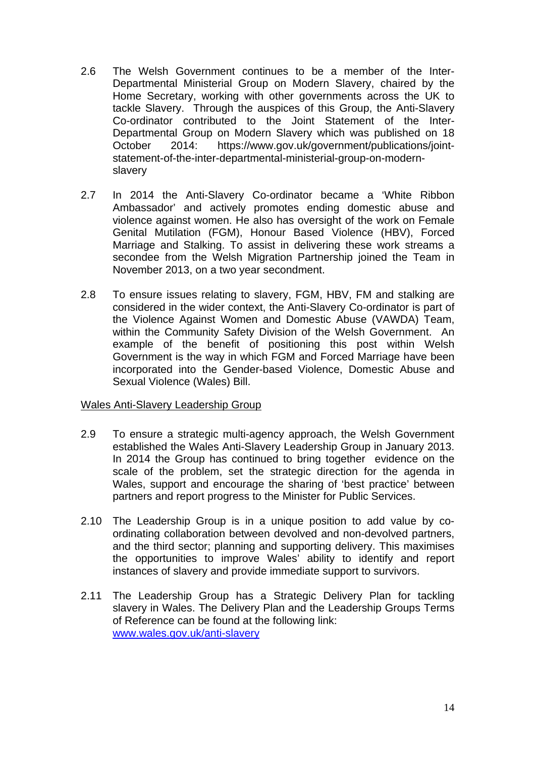2.6 The Welsh Government continues to be a member of the Inter-Departmental Ministerial Group on Modern Slavery, chaired by the Home Secretary, working with other governments across the UK to tackle Slavery. Through the auspices of this Group, the Anti-Slavery Co-ordinator contributed to the Joint Statement of the Inter-Departmental Group on Modern Slavery which was published on 18 October 2014: https://www.gov.uk/government/publications/joint-statement-of-the-inter-departmental-ministerial-group-on-modern-slavery

2.7 In 2014 the Anti-Slavery Co-ordinator became a 'White Ribbon Ambassador' and actively promotes ending domestic abuse and violence against women. He also has oversight of the work on Female Genital Mutilation (FGM), Honour Based Violence (HBV), Forced Marriage and Stalking. To assist in delivering these work streams a secondee from the Welsh Migration Partnership joined the Team in November 2013, on a two year secondment.

2.8 To ensure issues relating to slavery, FGM, HBV, FM and stalking are considered in the wider context, the Anti-Slavery Co-ordinator is part of the Violence Against Women and Domestic Abuse (VAWDA) Team, within the Community Safety Division of the Welsh Government. An example of the benefit of positioning this post within Welsh Government is the way in which FGM and Forced Marriage have been incorporated into the Gender-based Violence, Domestic Abuse and Sexual Violence (Wales) Bill.

<u>Wales Anti-Slavery Leadership Group</u>

2.9 To ensure a strategic multi-agency approach, the Welsh Government established the Wales Anti-Slavery Leadership Group in January 2013. In 2014 the Group has continued to bring together evidence on the scale of the problem, set the strategic direction for the agenda in Wales, support and encourage the sharing of 'best practice' between partners and report progress to the Minister for Public Services.

2.10 The Leadership Group is in a unique position to add value by co-ordinating collaboration between devolved and non-devolved partners, and the third sector; planning and supporting delivery. This maximises the opportunities to improve Wales' ability to identify and report instances of slavery and provide immediate support to survivors.

2.11 The Leadership Group has a Strategic Delivery Plan for tackling slavery in Wales. The Delivery Plan and the Leadership Groups Terms of Reference can be found at the following link: [www.wales.gov.uk/anti-slavery](www.wales.gov.uk/anti-slavery)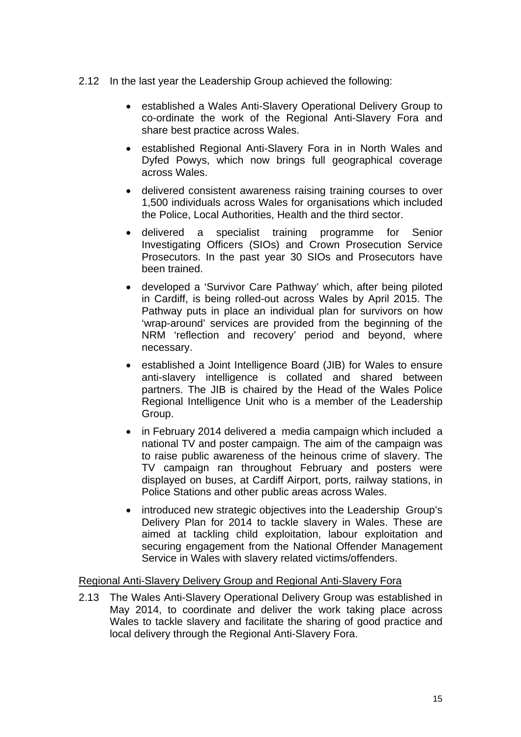2.12 In the last year the Leadership Group achieved the following:

- established a Wales Anti-Slavery Operational Delivery Group to co-ordinate the work of the Regional Anti-Slavery Fora and share best practice across Wales.
- established Regional Anti-Slavery Fora in in North Wales and Dyfed Powys, which now brings full geographical coverage across Wales.
- delivered consistent awareness raising training courses to over 1,500 individuals across Wales for organisations which included the Police, Local Authorities, Health and the third sector.
- delivered a specialist training programme for Senior Investigating Officers (SIOs) and Crown Prosecution Service Prosecutors. In the past year 30 SIOs and Prosecutors have been trained.
- developed a 'Survivor Care Pathway' which, after being piloted in Cardiff, is being rolled-out across Wales by April 2015. The Pathway puts in place an individual plan for survivors on how 'wrap-around' services are provided from the beginning of the NRM 'reflection and recovery' period and beyond, where necessary.
- established a Joint Intelligence Board (JIB) for Wales to ensure anti-slavery intelligence is collated and shared between partners. The JIB is chaired by the Head of the Wales Police Regional Intelligence Unit who is a member of the Leadership Group.
- in February 2014 delivered a media campaign which included a national TV and poster campaign. The aim of the campaign was to raise public awareness of the heinous crime of slavery. The TV campaign ran throughout February and posters were displayed on buses, at Cardiff Airport, ports, railway stations, in Police Stations and other public areas across Wales.
- introduced new strategic objectives into the Leadership Group's Delivery Plan for 2014 to tackle slavery in Wales. These are aimed at tackling child exploitation, labour exploitation and securing engagement from the National Offender Management Service in Wales with slavery related victims/offenders.

<u>Regional Anti-Slavery Delivery Group and Regional Anti-Slavery Fora</u>

2.13 The Wales Anti-Slavery Operational Delivery Group was established in May 2014, to coordinate and deliver the work taking place across Wales to tackle slavery and facilitate the sharing of good practice and local delivery through the Regional Anti-Slavery Fora.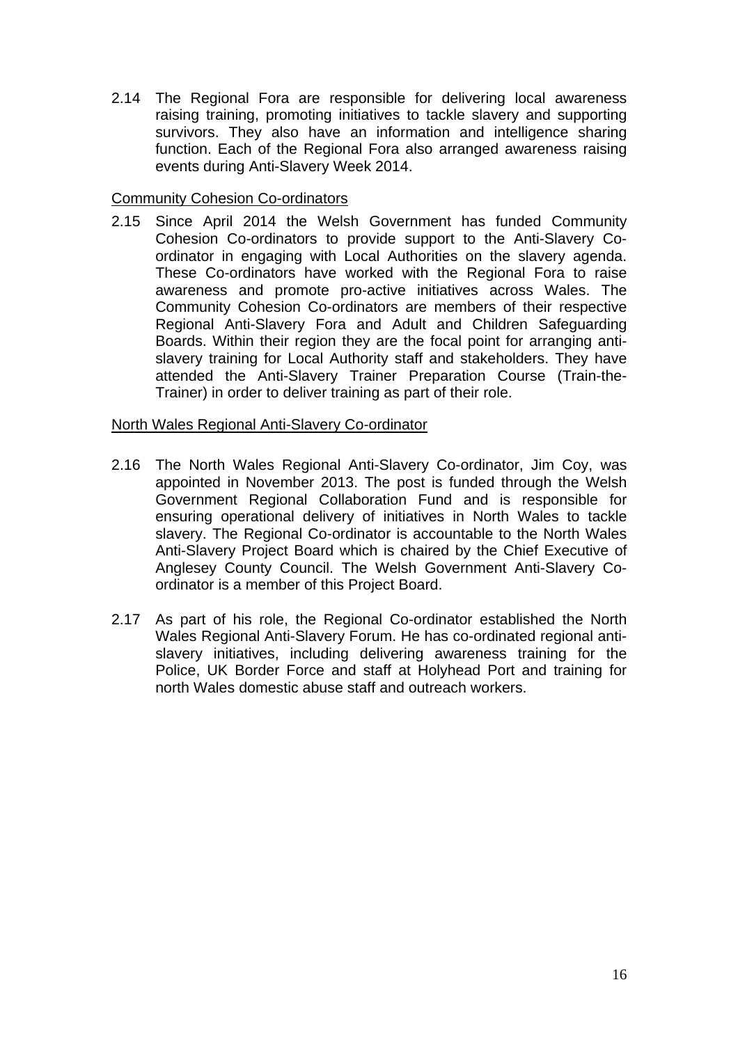2.14 The Regional Fora are responsible for delivering local awareness raising training, promoting initiatives to tackle slavery and supporting survivors. They also have an information and intelligence sharing function. Each of the Regional Fora also arranged awareness raising events during Anti-Slavery Week 2014.

<u>Community Cohesion Co-ordinators</u>

2.15 Since April 2014 the Welsh Government has funded Community Cohesion Co-ordinators to provide support to the Anti-Slavery Co-ordinator in engaging with Local Authorities on the slavery agenda. These Co-ordinators have worked with the Regional Fora to raise awareness and promote pro-active initiatives across Wales. The Community Cohesion Co-ordinators are members of their respective Regional Anti-Slavery Fora and Adult and Children Safeguarding Boards. Within their region they are the focal point for arranging anti-slavery training for Local Authority staff and stakeholders. They have attended the Anti-Slavery Trainer Preparation Course (Train-the-Trainer) in order to deliver training as part of their role.

<u>North Wales Regional Anti-Slavery Co-ordinator</u>

2.16 The North Wales Regional Anti-Slavery Co-ordinator, Jim Coy, was appointed in November 2013. The post is funded through the Welsh Government Regional Collaboration Fund and is responsible for ensuring operational delivery of initiatives in North Wales to tackle slavery. The Regional Co-ordinator is accountable to the North Wales Anti-Slavery Project Board which is chaired by the Chief Executive of Anglesey County Council. The Welsh Government Anti-Slavery Co-ordinator is a member of this Project Board.

2.17 As part of his role, the Regional Co-ordinator established the North Wales Regional Anti-Slavery Forum. He has co-ordinated regional anti-slavery initiatives, including delivering awareness training for the Police, UK Border Force and staff at Holyhead Port and training for north Wales domestic abuse staff and outreach workers.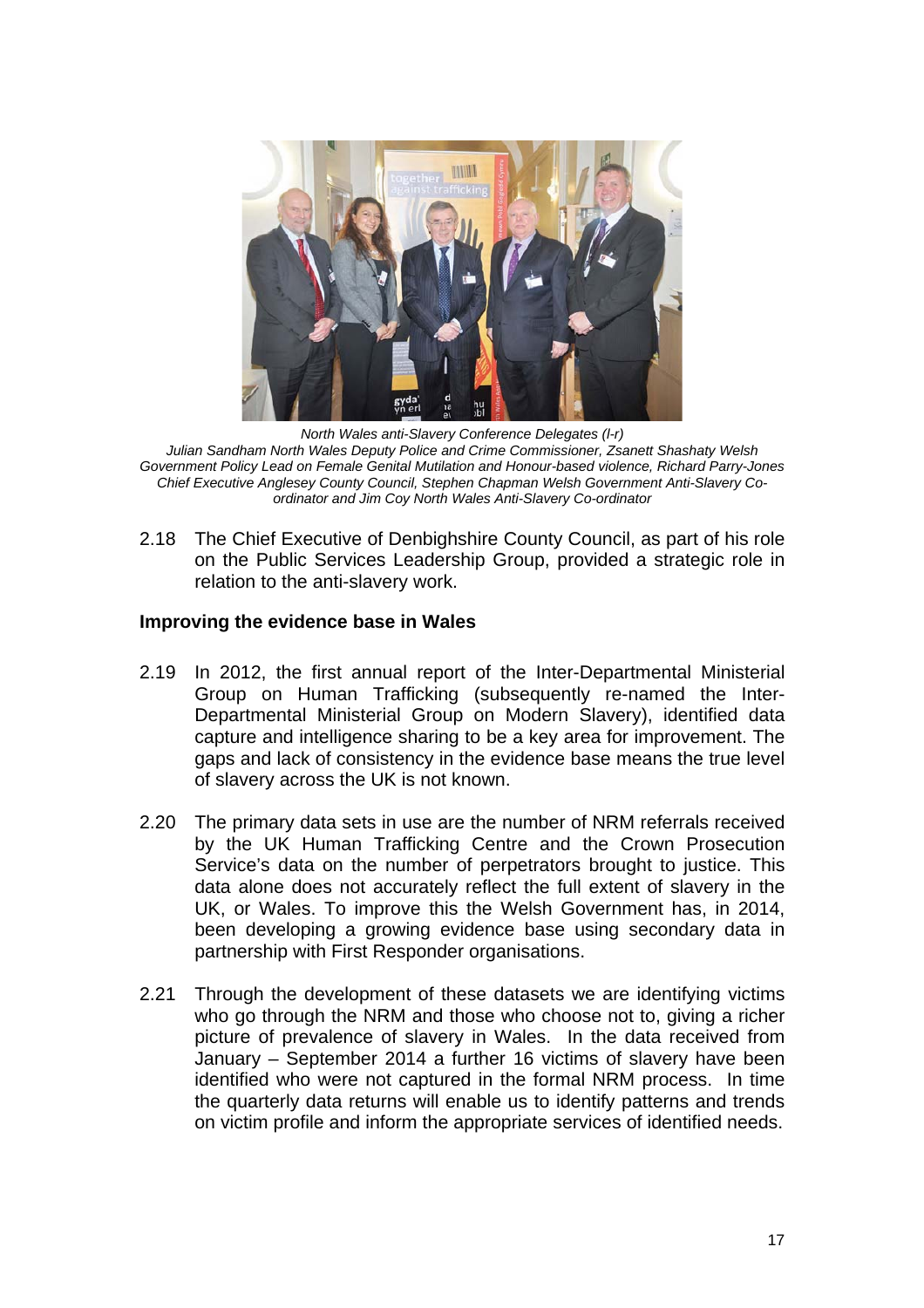*North Wales anti-Slavery Conference Delegates (l-r)*
*Julian Sandham North Wales Deputy Police and Crime Commissioner, Zsanett Shashaty Welsh Government Policy Lead on Female Genital Mutilation and Honour-based violence, Richard Parry-Jones Chief Executive Anglesey County Council, Stephen Chapman Welsh Government Anti-Slavery Co-ordinator and Jim Coy North Wales Anti-Slavery Co-ordinator*

2.18 The Chief Executive of Denbighshire County Council, as part of his role on the Public Services Leadership Group, provided a strategic role in relation to the anti-slavery work.

**Improving the evidence base in Wales**

2.19 In 2012, the first annual report of the Inter-Departmental Ministerial Group on Human Trafficking (subsequently re-named the Inter-Departmental Ministerial Group on Modern Slavery), identified data capture and intelligence sharing to be a key area for improvement. The gaps and lack of consistency in the evidence base means the true level of slavery across the UK is not known.

2.20 The primary data sets in use are the number of NRM referrals received by the UK Human Trafficking Centre and the Crown Prosecution Service's data on the number of perpetrators brought to justice. This data alone does not accurately reflect the full extent of slavery in the UK, or Wales. To improve this the Welsh Government has, in 2014, been developing a growing evidence base using secondary data in partnership with First Responder organisations.

2.21 Through the development of these datasets we are identifying victims who go through the NRM and those who choose not to, giving a richer picture of prevalence of slavery in Wales. In the data received from January – September 2014 a further 16 victims of slavery have been identified who were not captured in the formal NRM process. In time the quarterly data returns will enable us to identify patterns and trends on victim profile and inform the appropriate services of identified needs.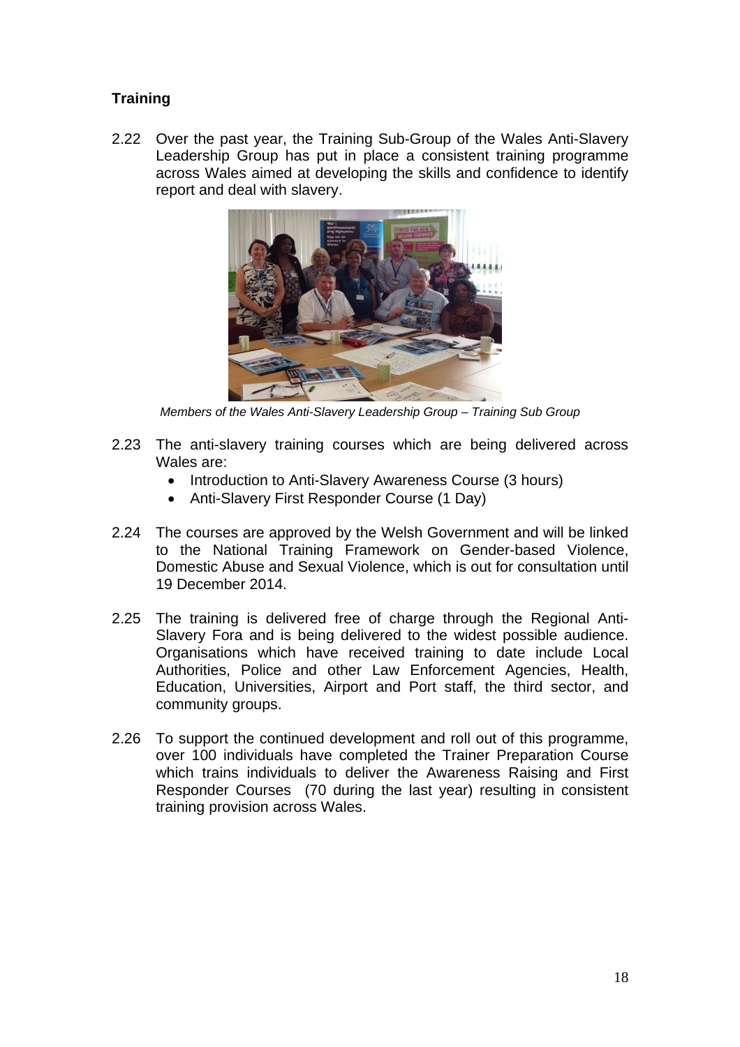## Training

2.22 Over the past year, the Training Sub-Group of the Wales Anti-Slavery Leadership Group has put in place a consistent training programme across Wales aimed at developing the skills and confidence to identify report and deal with slavery.

*Members of the Wales Anti-Slavery Leadership Group – Training Sub Group*

2.23 The anti-slavery training courses which are being delivered across Wales are:

- Introduction to Anti-Slavery Awareness Course (3 hours)
- Anti-Slavery First Responder Course (1 Day)

2.24 The courses are approved by the Welsh Government and will be linked to the National Training Framework on Gender-based Violence, Domestic Abuse and Sexual Violence, which is out for consultation until 19 December 2014.

2.25 The training is delivered free of charge through the Regional Anti-Slavery Fora and is being delivered to the widest possible audience. Organisations which have received training to date include Local Authorities, Police and other Law Enforcement Agencies, Health, Education, Universities, Airport and Port staff, the third sector, and community groups.

2.26 To support the continued development and roll out of this programme, over 100 individuals have completed the Trainer Preparation Course which trains individuals to deliver the Awareness Raising and First Responder Courses (70 during the last year) resulting in consistent training provision across Wales.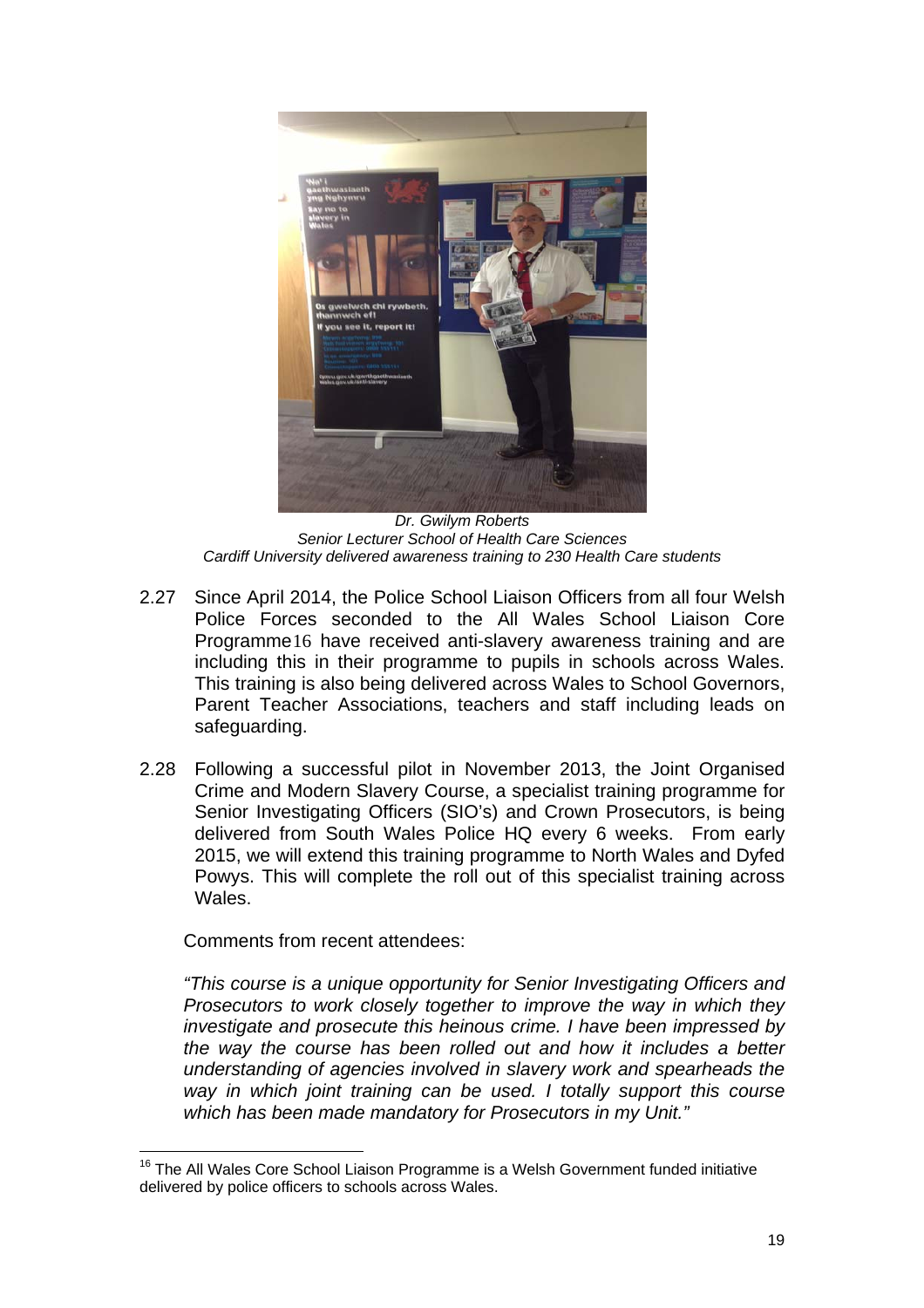*Dr. Gwilym Roberts*
*Senior Lecturer School of Health Care Sciences*
*Cardiff University delivered awareness training to 230 Health Care students*

2.27 Since April 2014, the Police School Liaison Officers from all four Welsh Police Forces seconded to the All Wales School Liaison Core Programme[16] have received anti-slavery awareness training and are including this in their programme to pupils in schools across Wales. This training is also being delivered across Wales to School Governors, Parent Teacher Associations, teachers and staff including leads on safeguarding.

2.28 Following a successful pilot in November 2013, the Joint Organised Crime and Modern Slavery Course, a specialist training programme for Senior Investigating Officers (SIO's) and Crown Prosecutors, is being delivered from South Wales Police HQ every 6 weeks. From early 2015, we will extend this training programme to North Wales and Dyfed Powys. This will complete the roll out of this specialist training across Wales.

Comments from recent attendees:

*"This course is a unique opportunity for Senior Investigating Officers and Prosecutors to work closely together to improve the way in which they investigate and prosecute this heinous crime. I have been impressed by the way the course has been rolled out and how it includes a better understanding of agencies involved in slavery work and spearheads the way in which joint training can be used. I totally support this course which has been made mandatory for Prosecutors in my Unit."*

[16] The All Wales Core School Liaison Programme is a Welsh Government funded initiative delivered by police officers to schools across Wales.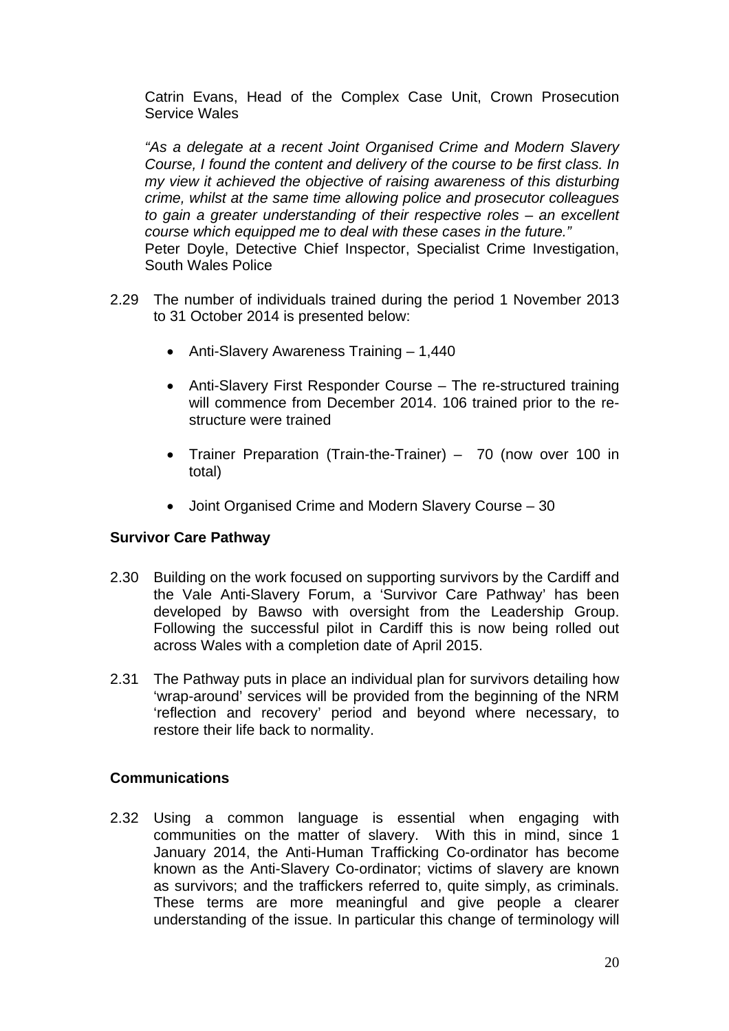Catrin Evans, Head of the Complex Case Unit, Crown Prosecution Service Wales

*"As a delegate at a recent Joint Organised Crime and Modern Slavery Course, I found the content and delivery of the course to be first class. In my view it achieved the objective of raising awareness of this disturbing crime, whilst at the same time allowing police and prosecutor colleagues to gain a greater understanding of their respective roles – an excellent course which equipped me to deal with these cases in the future."*
Peter Doyle, Detective Chief Inspector, Specialist Crime Investigation, South Wales Police

2.29 The number of individuals trained during the period 1 November 2013 to 31 October 2014 is presented below:

- Anti-Slavery Awareness Training – 1,440
- Anti-Slavery First Responder Course – The re-structured training will commence from December 2014. 106 trained prior to the re-structure were trained
- Trainer Preparation (Train-the-Trainer) – 70 (now over 100 in total)
- Joint Organised Crime and Modern Slavery Course – 30

**Survivor Care Pathway**

2.30 Building on the work focused on supporting survivors by the Cardiff and the Vale Anti-Slavery Forum, a 'Survivor Care Pathway' has been developed by Bawso with oversight from the Leadership Group. Following the successful pilot in Cardiff this is now being rolled out across Wales with a completion date of April 2015.

2.31 The Pathway puts in place an individual plan for survivors detailing how 'wrap-around' services will be provided from the beginning of the NRM 'reflection and recovery' period and beyond where necessary, to restore their life back to normality.

**Communications**

2.32 Using a common language is essential when engaging with communities on the matter of slavery. With this in mind, since 1 January 2014, the Anti-Human Trafficking Co-ordinator has become known as the Anti-Slavery Co-ordinator; victims of slavery are known as survivors; and the traffickers referred to, quite simply, as criminals. These terms are more meaningful and give people a clearer understanding of the issue. In particular this change of terminology will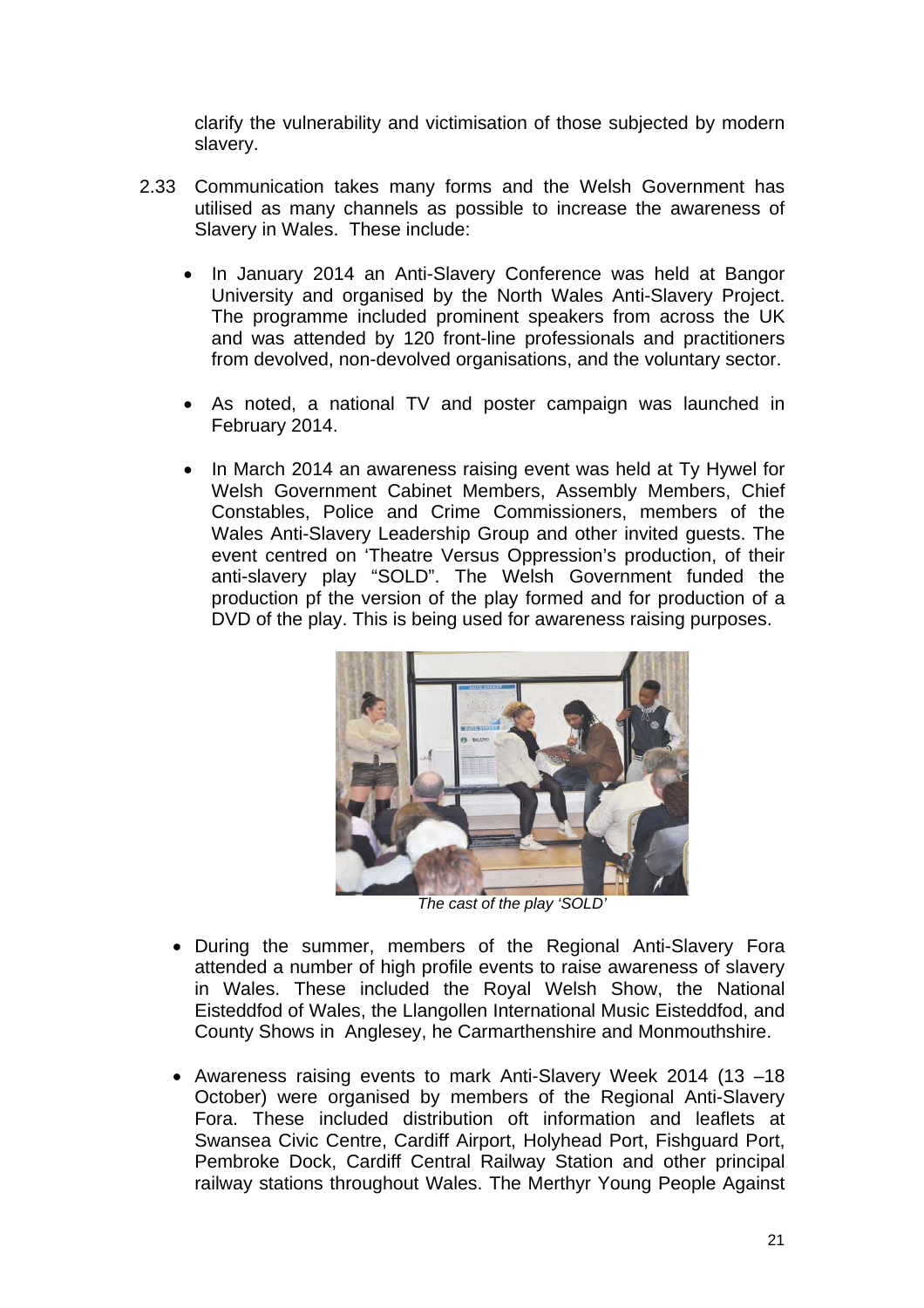clarify the vulnerability and victimisation of those subjected by modern slavery.

2.33 Communication takes many forms and the Welsh Government has utilised as many channels as possible to increase the awareness of Slavery in Wales. These include:

- In January 2014 an Anti-Slavery Conference was held at Bangor University and organised by the North Wales Anti-Slavery Project. The programme included prominent speakers from across the UK and was attended by 120 front-line professionals and practitioners from devolved, non-devolved organisations, and the voluntary sector.

- As noted, a national TV and poster campaign was launched in February 2014.

- In March 2014 an awareness raising event was held at Ty Hywel for Welsh Government Cabinet Members, Assembly Members, Chief Constables, Police and Crime Commissioners, members of the Wales Anti-Slavery Leadership Group and other invited guests. The event centred on 'Theatre Versus Oppression's production, of their anti-slavery play "SOLD". The Welsh Government funded the production pf the version of the play formed and for production of a DVD of the play. This is being used for awareness raising purposes.

*The cast of the play 'SOLD'*

- During the summer, members of the Regional Anti-Slavery Fora attended a number of high profile events to raise awareness of slavery in Wales. These included the Royal Welsh Show, the National Eisteddfod of Wales, the Llangollen International Music Eisteddfod, and County Shows in Anglesey, he Carmarthenshire and Monmouthshire.

- Awareness raising events to mark Anti-Slavery Week 2014 (13 –18 October) were organised by members of the Regional Anti-Slavery Fora. These included distribution oft information and leaflets at Swansea Civic Centre, Cardiff Airport, Holyhead Port, Fishguard Port, Pembroke Dock, Cardiff Central Railway Station and other principal railway stations throughout Wales. The Merthyr Young People Against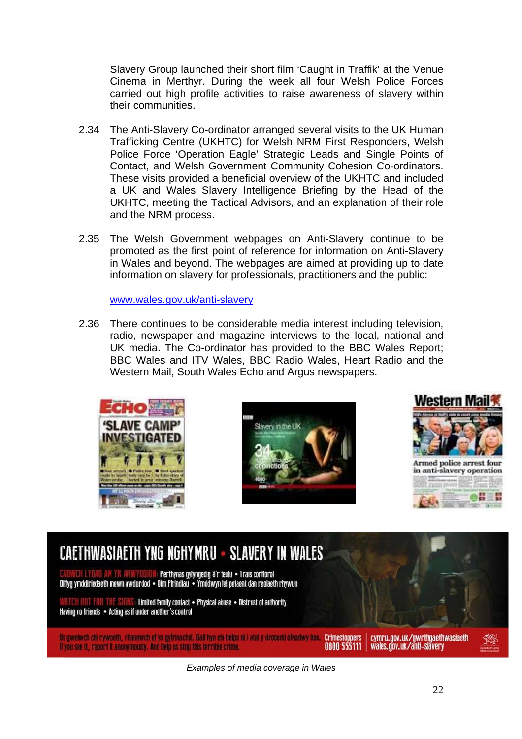Slavery Group launched their short film 'Caught in Traffik' at the Venue Cinema in Merthyr. During the week all four Welsh Police Forces carried out high profile activities to raise awareness of slavery within their communities.

2.34 The Anti-Slavery Co-ordinator arranged several visits to the UK Human Trafficking Centre (UKHTC) for Welsh NRM First Responders, Welsh Police Force 'Operation Eagle' Strategic Leads and Single Points of Contact, and Welsh Government Community Cohesion Co-ordinators. These visits provided a beneficial overview of the UKHTC and included a UK and Wales Slavery Intelligence Briefing by the Head of the UKHTC, meeting the Tactical Advisors, and an explanation of their role and the NRM process.

2.35 The Welsh Government webpages on Anti-Slavery continue to be promoted as the first point of reference for information on Anti-Slavery in Wales and beyond. The webpages are aimed at providing up to date information on slavery for professionals, practitioners and the public:

[www.wales.gov.uk/anti-slavery](http://www.wales.gov.uk/anti-slavery)

2.36 There continues to be considerable media interest including television, radio, newspaper and magazine interviews to the local, national and UK media. The Co-ordinator has provided to the BBC Wales Report; BBC Wales and ITV Wales, BBC Radio Wales, Heart Radio and the Western Mail, South Wales Echo and Argus newspapers.

*Examples of media coverage in Wales*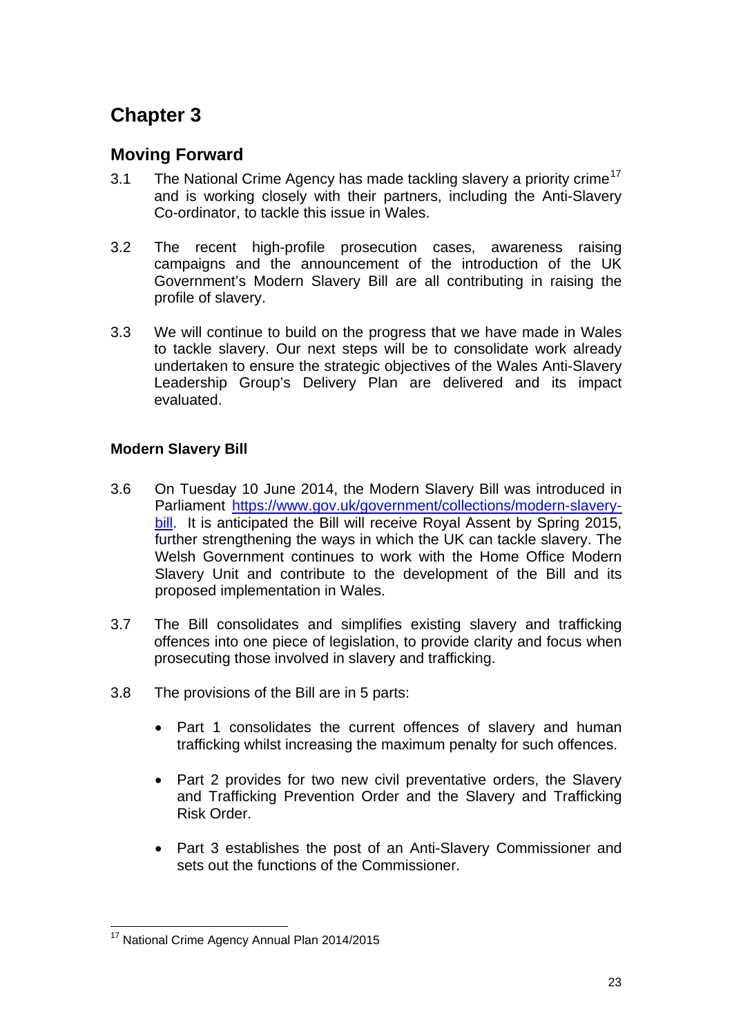# Chapter 3

## Moving Forward

3.1 The National Crime Agency has made tackling slavery a priority crime[17] and is working closely with their partners, including the Anti-Slavery Co-ordinator, to tackle this issue in Wales.

3.2 The recent high-profile prosecution cases, awareness raising campaigns and the announcement of the introduction of the UK Government's Modern Slavery Bill are all contributing in raising the profile of slavery.

3.3 We will continue to build on the progress that we have made in Wales to tackle slavery. Our next steps will be to consolidate work already undertaken to ensure the strategic objectives of the Wales Anti-Slavery Leadership Group's Delivery Plan are delivered and its impact evaluated.

### Modern Slavery Bill

3.6 On Tuesday 10 June 2014, the Modern Slavery Bill was introduced in Parliament https://www.gov.uk/government/collections/modern-slavery-bill. It is anticipated the Bill will receive Royal Assent by Spring 2015, further strengthening the ways in which the UK can tackle slavery. The Welsh Government continues to work with the Home Office Modern Slavery Unit and contribute to the development of the Bill and its proposed implementation in Wales.

3.7 The Bill consolidates and simplifies existing slavery and trafficking offences into one piece of legislation, to provide clarity and focus when prosecuting those involved in slavery and trafficking.

3.8 The provisions of the Bill are in 5 parts:

- Part 1 consolidates the current offences of slavery and human trafficking whilst increasing the maximum penalty for such offences.

- Part 2 provides for two new civil preventative orders, the Slavery and Trafficking Prevention Order and the Slavery and Trafficking Risk Order.

- Part 3 establishes the post of an Anti-Slavery Commissioner and sets out the functions of the Commissioner.

---

[17] National Crime Agency Annual Plan 2014/2015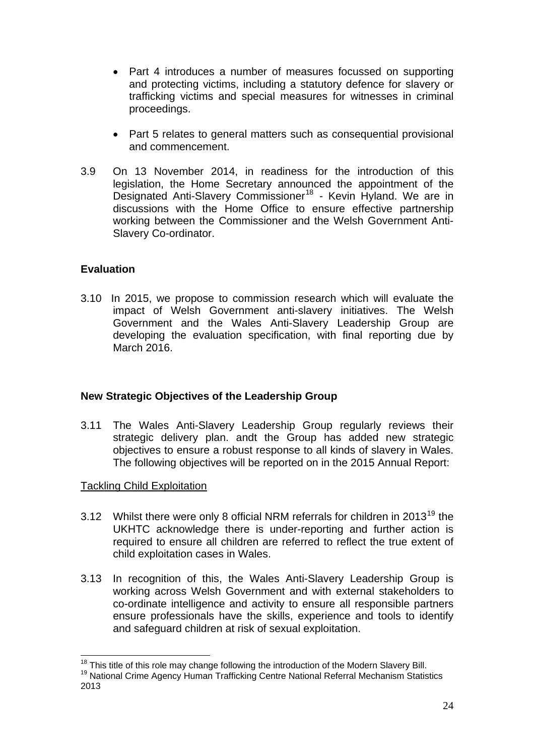- Part 4 introduces a number of measures focussed on supporting and protecting victims, including a statutory defence for slavery or trafficking victims and special measures for witnesses in criminal proceedings.

- Part 5 relates to general matters such as consequential provisional and commencement.

3.9 On 13 November 2014, in readiness for the introduction of this legislation, the Home Secretary announced the appointment of the Designated Anti-Slavery Commissioner[18] - Kevin Hyland. We are in discussions with the Home Office to ensure effective partnership working between the Commissioner and the Welsh Government Anti-Slavery Co-ordinator.

**Evaluation**

3.10 In 2015, we propose to commission research which will evaluate the impact of Welsh Government anti-slavery initiatives. The Welsh Government and the Wales Anti-Slavery Leadership Group are developing the evaluation specification, with final reporting due by March 2016.

**New Strategic Objectives of the Leadership Group**

3.11 The Wales Anti-Slavery Leadership Group regularly reviews their strategic delivery plan. andt the Group has added new strategic objectives to ensure a robust response to all kinds of slavery in Wales. The following objectives will be reported on in the 2015 Annual Report:

<u>Tackling Child Exploitation</u>

3.12 Whilst there were only 8 official NRM referrals for children in 2013[19] the UKHTC acknowledge there is under-reporting and further action is required to ensure all children are referred to reflect the true extent of child exploitation cases in Wales.

3.13 In recognition of this, the Wales Anti-Slavery Leadership Group is working across Welsh Government and with external stakeholders to co-ordinate intelligence and activity to ensure all responsible partners ensure professionals have the skills, experience and tools to identify and safeguard children at risk of sexual exploitation.

---

[18] This title of this role may change following the introduction of the Modern Slavery Bill.
[19] National Crime Agency Human Trafficking Centre National Referral Mechanism Statistics 2013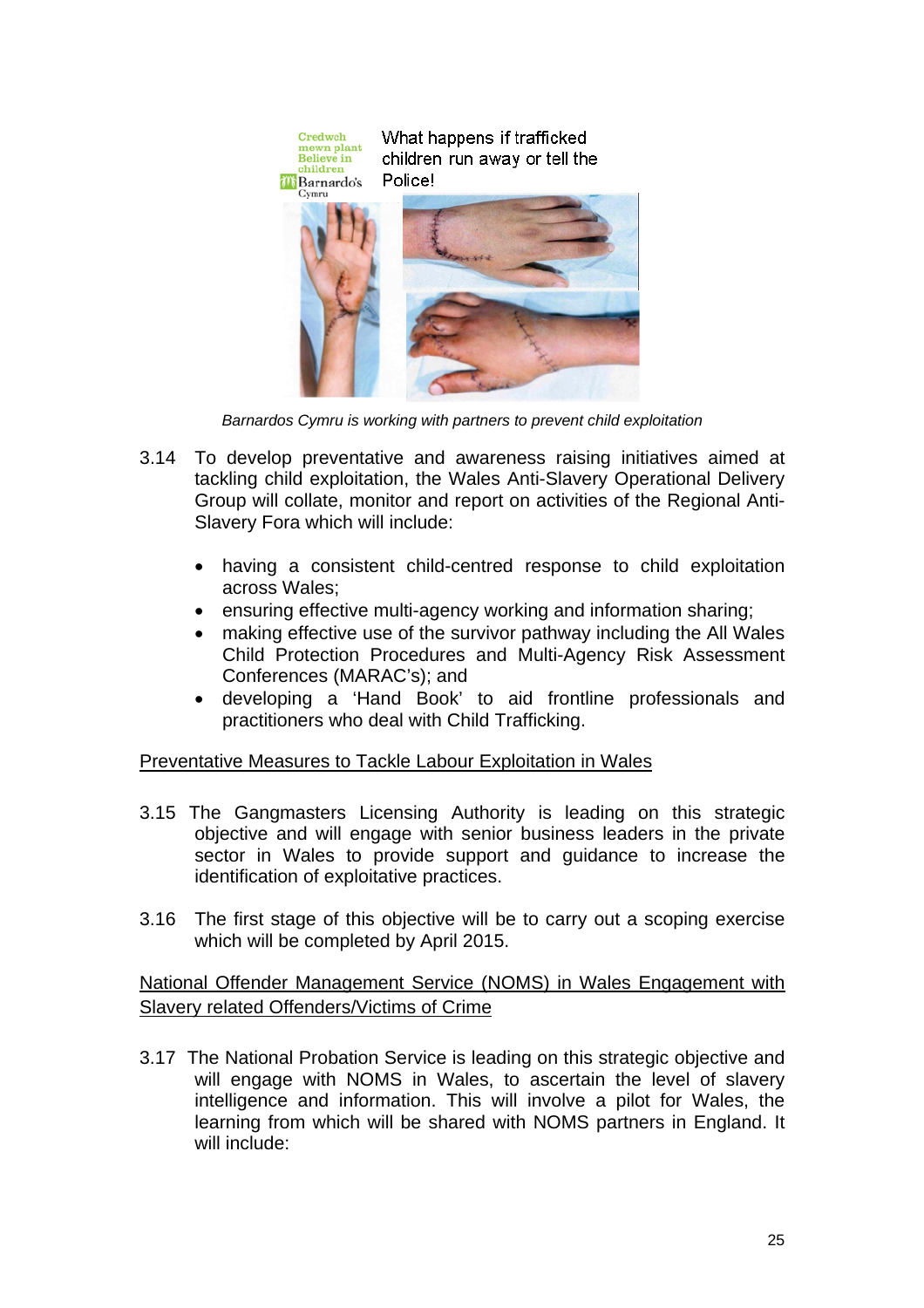Credwch mewn plant
Believe in children
Barnardo's Cymru

What happens if trafficked children run away or tell the Police!

*Barnardos Cymru is working with partners to prevent child exploitation*

3.14 To develop preventative and awareness raising initiatives aimed at tackling child exploitation, the Wales Anti-Slavery Operational Delivery Group will collate, monitor and report on activities of the Regional Anti-Slavery Fora which will include:

- having a consistent child-centred response to child exploitation across Wales;
- ensuring effective multi-agency working and information sharing;
- making effective use of the survivor pathway including the All Wales Child Protection Procedures and Multi-Agency Risk Assessment Conferences (MARAC's); and
- developing a 'Hand Book' to aid frontline professionals and practitioners who deal with Child Trafficking.

<u>Preventative Measures to Tackle Labour Exploitation in Wales</u>

3.15 The Gangmasters Licensing Authority is leading on this strategic objective and will engage with senior business leaders in the private sector in Wales to provide support and guidance to increase the identification of exploitative practices.

3.16 The first stage of this objective will be to carry out a scoping exercise which will be completed by April 2015.

<u>National Offender Management Service (NOMS) in Wales Engagement with Slavery related Offenders/Victims of Crime</u>

3.17 The National Probation Service is leading on this strategic objective and will engage with NOMS in Wales, to ascertain the level of slavery intelligence and information. This will involve a pilot for Wales, the learning from which will be shared with NOMS partners in England. It will include: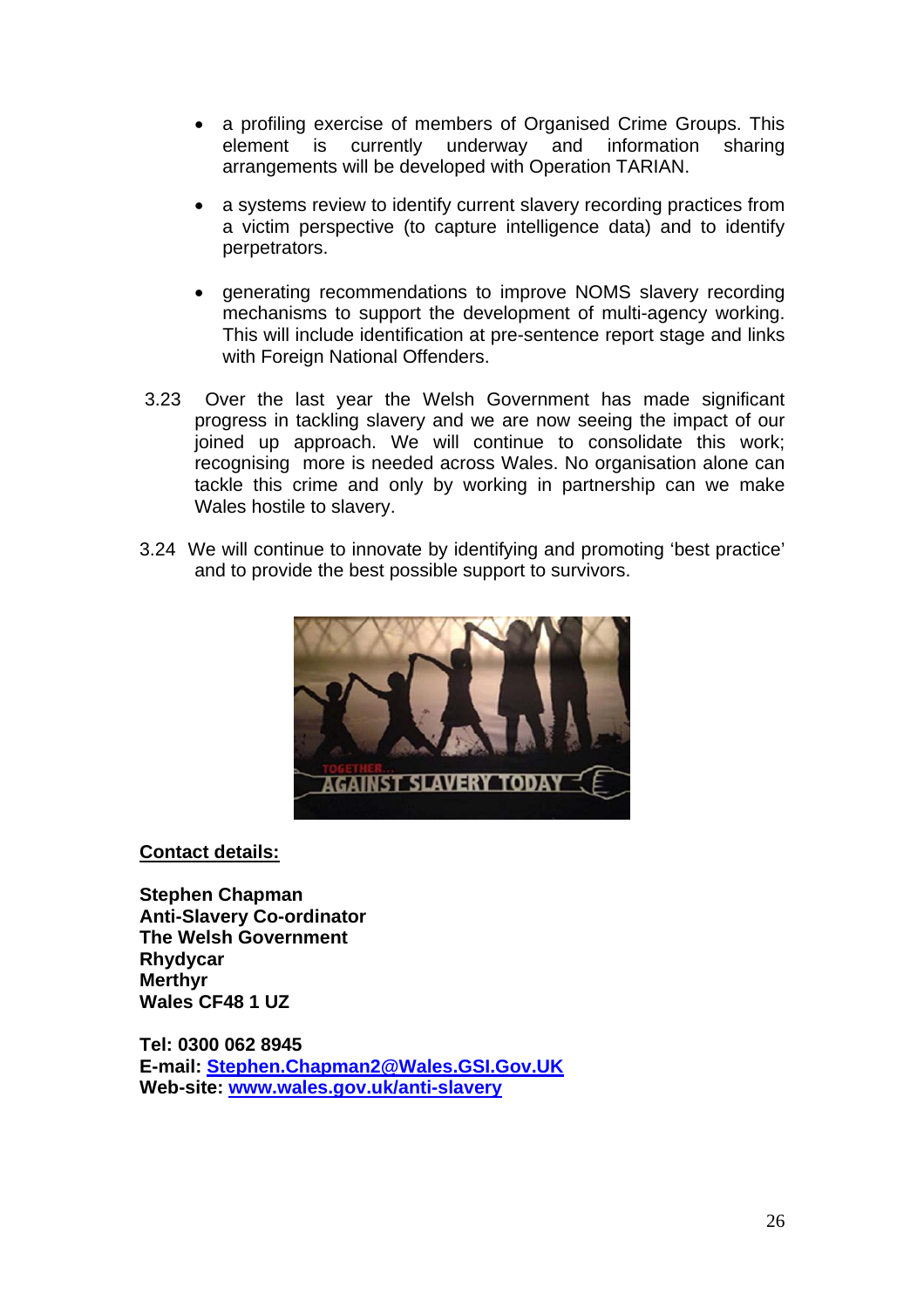- a profiling exercise of members of Organised Crime Groups. This element is currently underway and information sharing arrangements will be developed with Operation TARIAN.

- a systems review to identify current slavery recording practices from a victim perspective (to capture intelligence data) and to identify perpetrators.

- generating recommendations to improve NOMS slavery recording mechanisms to support the development of multi-agency working. This will include identification at pre-sentence report stage and links with Foreign National Offenders.

3.23 Over the last year the Welsh Government has made significant progress in tackling slavery and we are now seeing the impact of our joined up approach. We will continue to consolidate this work; recognising more is needed across Wales. No organisation alone can tackle this crime and only by working in partnership can we make Wales hostile to slavery.

3.24 We will continue to innovate by identifying and promoting 'best practice' and to provide the best possible support to survivors.

<u>**Contact details:**</u>

**Stephen Chapman**
**Anti-Slavery Co-ordinator**
**The Welsh Government**
**Rhydycar**
**Merthyr**
**Wales CF48 1 UZ**

**Tel: 0300 062 8945**
**E-mail: Stephen.Chapman2@Wales.GSI.Gov.UK**
**Web-site: www.wales.gov.uk/anti-slavery**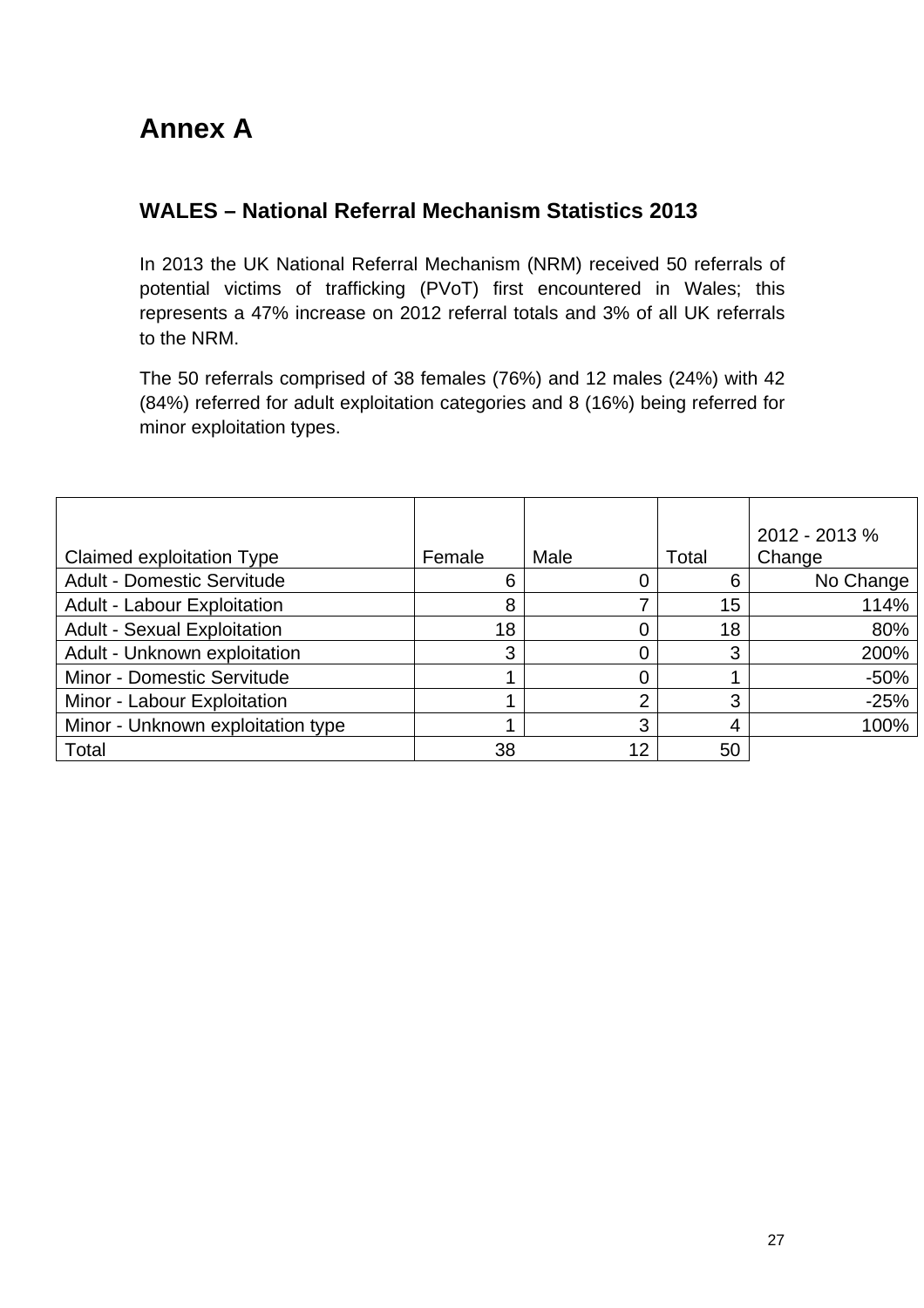# Annex A

## WALES – National Referral Mechanism Statistics 2013

In 2013 the UK National Referral Mechanism (NRM) received 50 referrals of potential victims of trafficking (PVoT) first encountered in Wales; this represents a 47% increase on 2012 referral totals and 3% of all UK referrals to the NRM.

The 50 referrals comprised of 38 females (76%) and 12 males (24%) with 42 (84%) referred for adult exploitation categories and 8 (16%) being referred for minor exploitation types.

| Claimed exploitation Type | Female | Male | Total | 2012 - 2013 % Change |
|---|---|---|---|---|
| Adult - Domestic Servitude | 6 | 0 | 6 | No Change |
| Adult - Labour Exploitation | 8 | 7 | 15 | 114% |
| Adult - Sexual Exploitation | 18 | 0 | 18 | 80% |
| Adult - Unknown exploitation | 3 | 0 | 3 | 200% |
| Minor - Domestic Servitude | 1 | 0 | 1 | -50% |
| Minor - Labour Exploitation | 1 | 2 | 3 | -25% |
| Minor - Unknown exploitation type | 1 | 3 | 4 | 100% |
| Total | 38 | 12 | 50 | |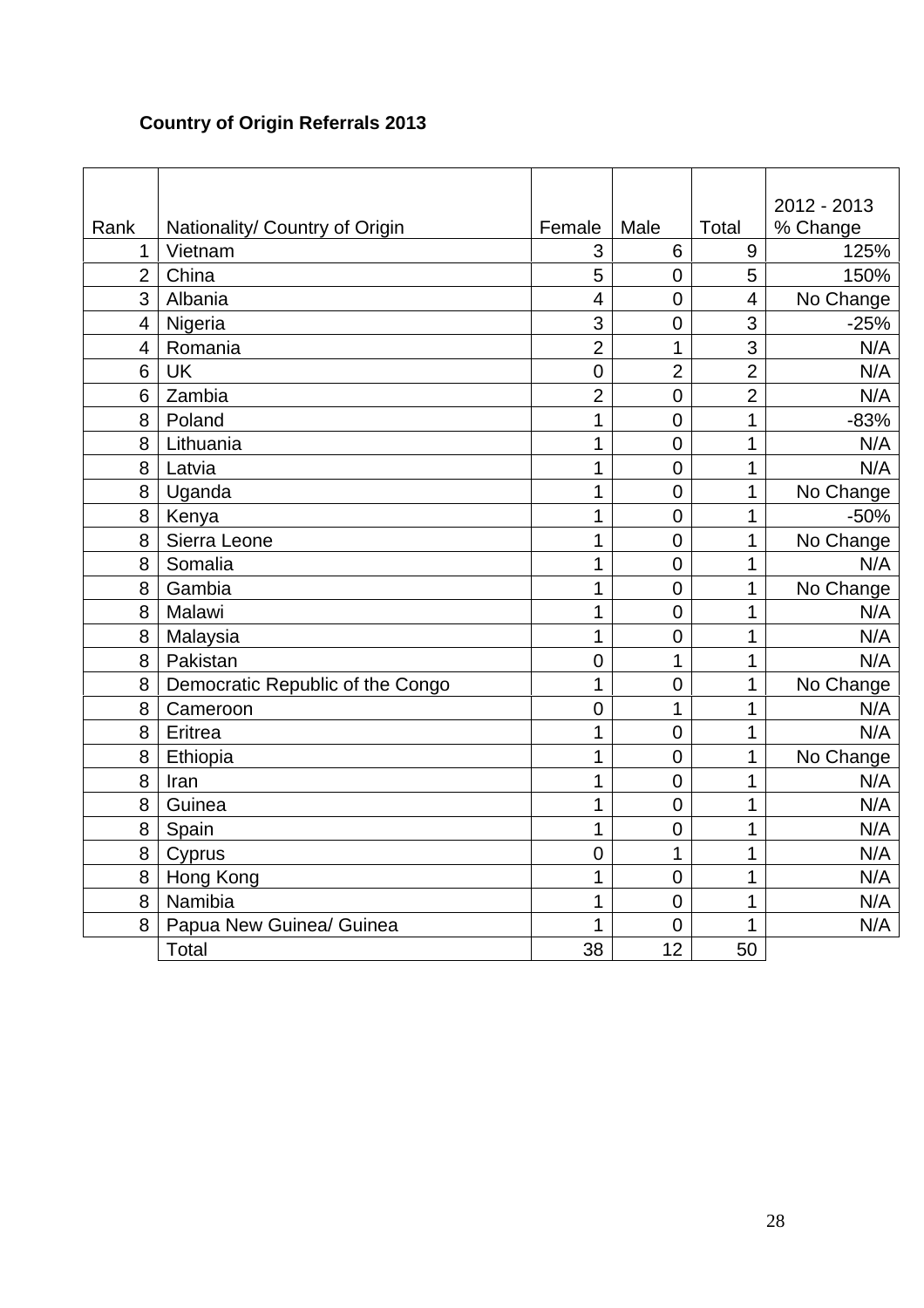**Country of Origin Referrals 2013**

| Rank | Nationality/ Country of Origin | Female | Male | Total | 2012 - 2013 % Change |
|---|---|---|---|---|---|
| 1 | Vietnam | 3 | 6 | 9 | 125% |
| 2 | China | 5 | 0 | 5 | 150% |
| 3 | Albania | 4 | 0 | 4 | No Change |
| 4 | Nigeria | 3 | 0 | 3 | -25% |
| 4 | Romania | 2 | 1 | 3 | N/A |
| 6 | UK | 0 | 2 | 2 | N/A |
| 6 | Zambia | 2 | 0 | 2 | N/A |
| 8 | Poland | 1 | 0 | 1 | -83% |
| 8 | Lithuania | 1 | 0 | 1 | N/A |
| 8 | Latvia | 1 | 0 | 1 | N/A |
| 8 | Uganda | 1 | 0 | 1 | No Change |
| 8 | Kenya | 1 | 0 | 1 | -50% |
| 8 | Sierra Leone | 1 | 0 | 1 | No Change |
| 8 | Somalia | 1 | 0 | 1 | N/A |
| 8 | Gambia | 1 | 0 | 1 | No Change |
| 8 | Malawi | 1 | 0 | 1 | N/A |
| 8 | Malaysia | 1 | 0 | 1 | N/A |
| 8 | Pakistan | 0 | 1 | 1 | N/A |
| 8 | Democratic Republic of the Congo | 1 | 0 | 1 | No Change |
| 8 | Cameroon | 0 | 1 | 1 | N/A |
| 8 | Eritrea | 1 | 0 | 1 | N/A |
| 8 | Ethiopia | 1 | 0 | 1 | No Change |
| 8 | Iran | 1 | 0 | 1 | N/A |
| 8 | Guinea | 1 | 0 | 1 | N/A |
| 8 | Spain | 1 | 0 | 1 | N/A |
| 8 | Cyprus | 0 | 1 | 1 | N/A |
| 8 | Hong Kong | 1 | 0 | 1 | N/A |
| 8 | Namibia | 1 | 0 | 1 | N/A |
| 8 | Papua New Guinea/ Guinea | 1 | 0 | 1 | N/A |
| | Total | 38 | 12 | 50 | |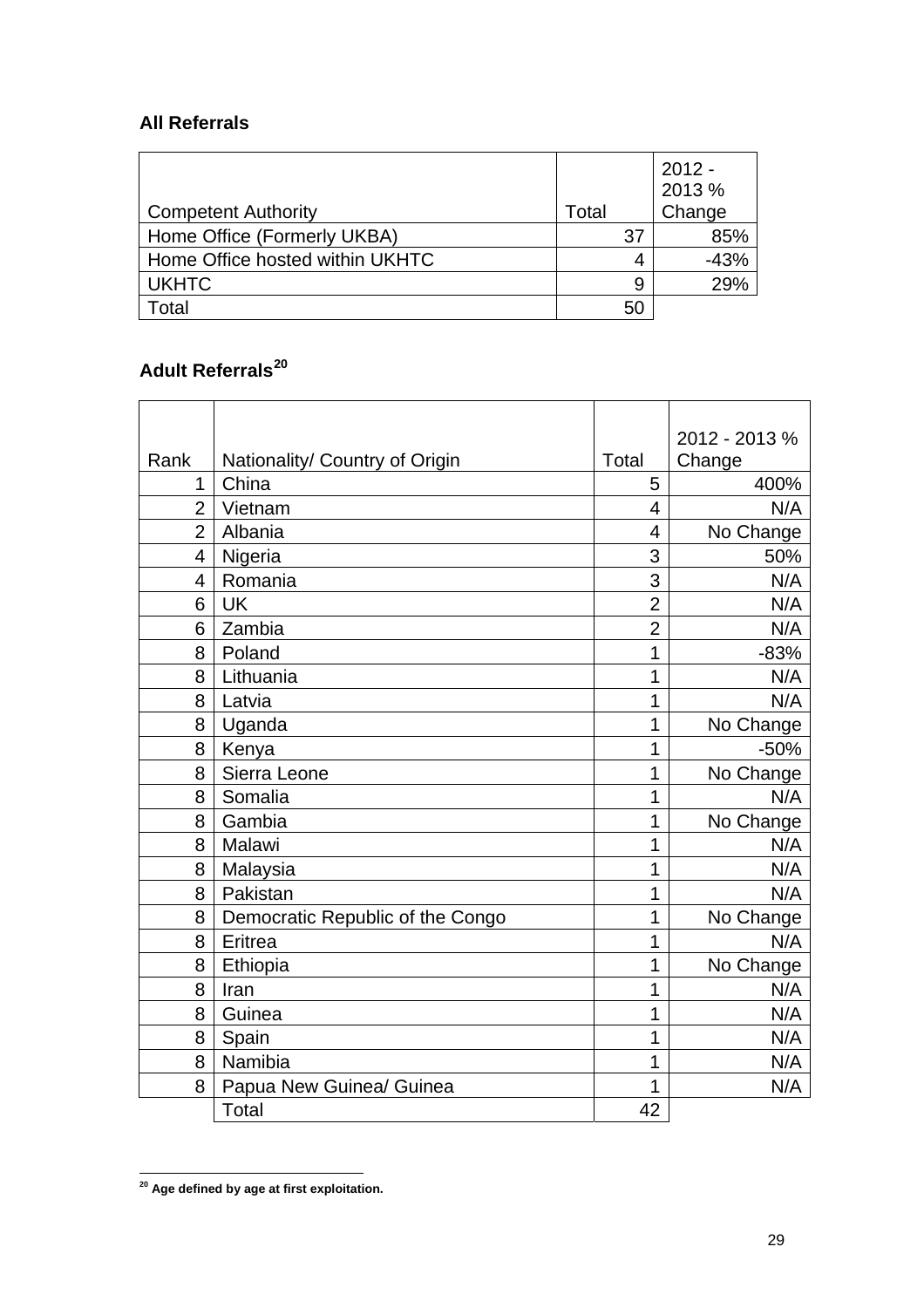**All Referrals**

| Competent Authority | Total | 2012 - 2013 % Change |
|---|---|---|
| Home Office (Formerly UKBA) | 37 | 85% |
| Home Office hosted within UKHTC | 4 | -43% |
| UKHTC | 9 | 29% |
| Total | 50 | |

**Adult Referrals[20]**

| Rank | Nationality/ Country of Origin | Total | 2012 - 2013 % Change |
|---|---|---|---|
| 1 | China | 5 | 400% |
| 2 | Vietnam | 4 | N/A |
| 2 | Albania | 4 | No Change |
| 4 | Nigeria | 3 | 50% |
| 4 | Romania | 3 | N/A |
| 6 | UK | 2 | N/A |
| 6 | Zambia | 2 | N/A |
| 8 | Poland | 1 | -83% |
| 8 | Lithuania | 1 | N/A |
| 8 | Latvia | 1 | N/A |
| 8 | Uganda | 1 | No Change |
| 8 | Kenya | 1 | -50% |
| 8 | Sierra Leone | 1 | No Change |
| 8 | Somalia | 1 | N/A |
| 8 | Gambia | 1 | No Change |
| 8 | Malawi | 1 | N/A |
| 8 | Malaysia | 1 | N/A |
| 8 | Pakistan | 1 | N/A |
| 8 | Democratic Republic of the Congo | 1 | No Change |
| 8 | Eritrea | 1 | N/A |
| 8 | Ethiopia | 1 | No Change |
| 8 | Iran | 1 | N/A |
| 8 | Guinea | 1 | N/A |
| 8 | Spain | 1 | N/A |
| 8 | Namibia | 1 | N/A |
| 8 | Papua New Guinea/ Guinea | 1 | N/A |
| | Total | 42 | |

[20] **Age defined by age at first exploitation.**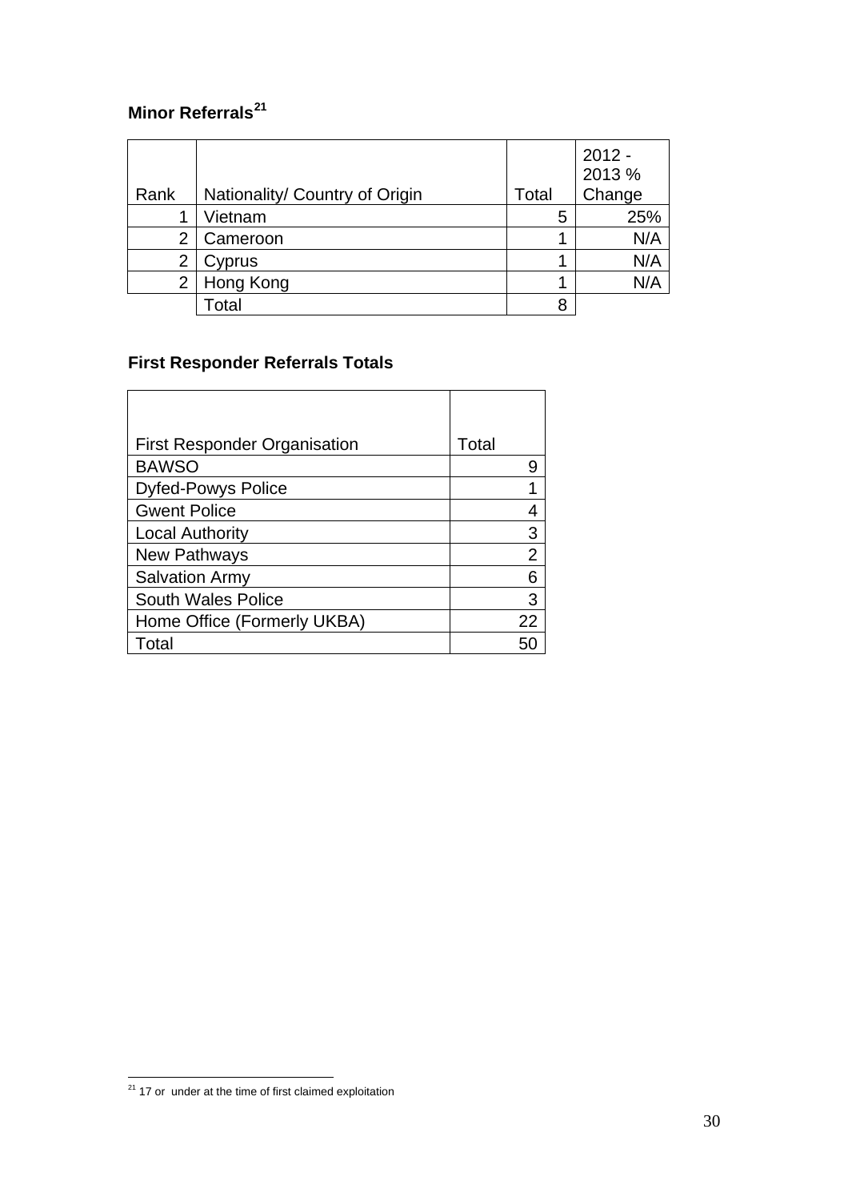## Minor Referrals[21]

| Rank | Nationality/ Country of Origin | Total | 2012 - 2013 % Change |
|---|---|---|---|
| 1 | Vietnam | 5 | 25% |
| 2 | Cameroon | 1 | N/A |
| 2 | Cyprus | 1 | N/A |
| 2 | Hong Kong | 1 | N/A |
| | Total | 8 | |

## First Responder Referrals Totals

| First Responder Organisation | Total |
|---|---|
| BAWSO | 9 |
| Dyfed-Powys Police | 1 |
| Gwent Police | 4 |
| Local Authority | 3 |
| New Pathways | 2 |
| Salvation Army | 6 |
| South Wales Police | 3 |
| Home Office (Formerly UKBA) | 22 |
| Total | 50 |

[21] 17 or under at the time of first claimed exploitation